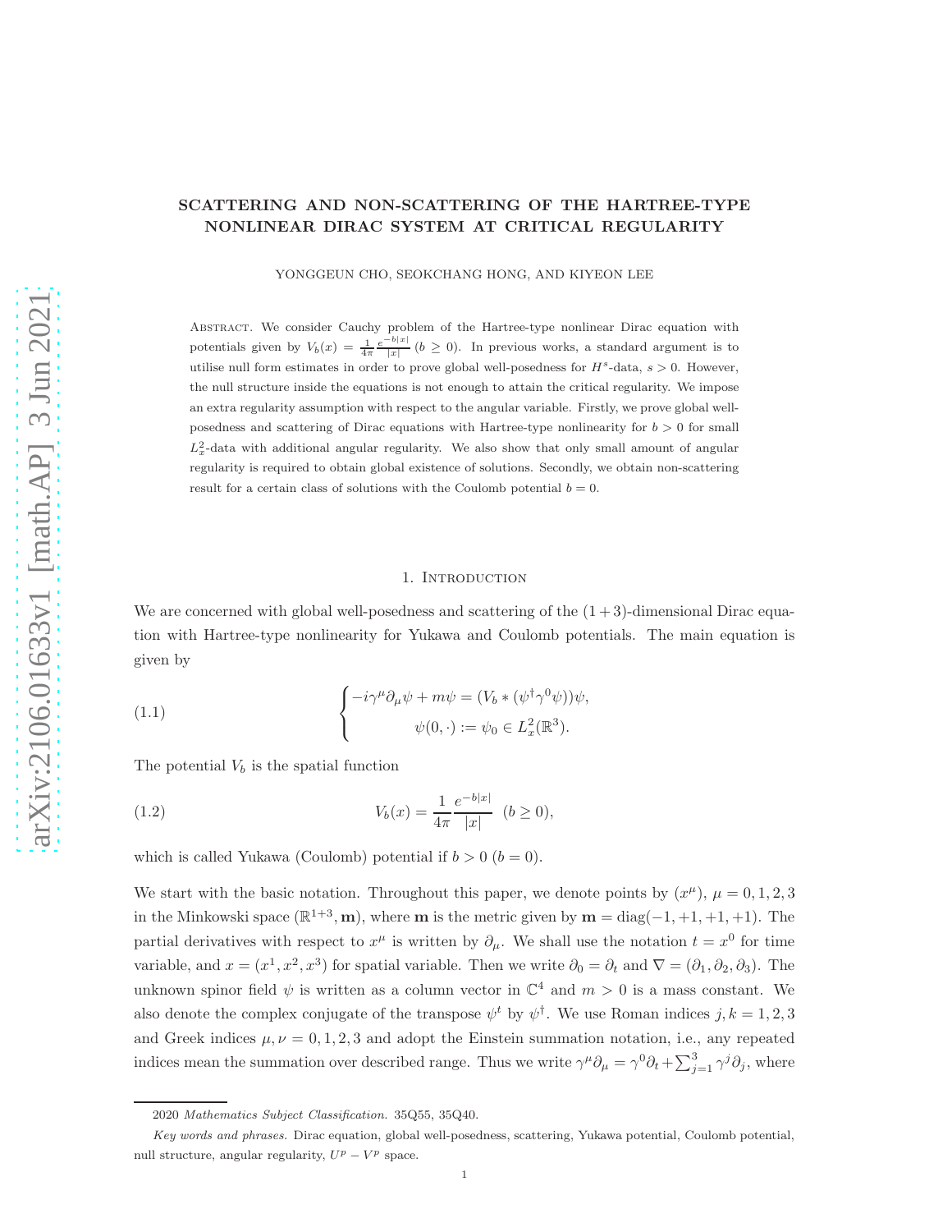# SCATTERING AND NON-SCATTERING OF THE HARTREE-TYPE NONLINEAR DIRAC SYSTEM AT CRITICAL REGULARITY

YONGGEUN CHO, SEOKCHANG HONG, AND KIYEON LEE

ABSTRACT. We consider Cauchy problem of the Hartree-type nonlinear Dirac equation with potentials given by $V_b(x) = \frac{1}{4\pi}\frac{e^{-b|x|}}{|x|}$ $(b \geq 0)$. In previous works, a standard argument is to utilise null form estimates in order to prove global well-posedness for $H^s$-data, $s > 0$. However, the null structure inside the equations is not enough to attain the critical regularity. We impose an extra regularity assumption with respect to the angular variable. Firstly, we prove global well-posedness and scattering of Dirac equations with Hartree-type nonlinearity for $b > 0$ for small $L_x^2$-data with additional angular regularity. We also show that only small amount of angular regularity is required to obtain global existence of solutions. Secondly, we obtain non-scattering result for a certain class of solutions with the Coulomb potential $b = 0$.

## 1. Introduction

We are concerned with global well-posedness and scattering of the $(1+3)$-dimensional Dirac equation with Hartree-type nonlinearity for Yukawa and Coulomb potentials. The main equation is given by

$$
\begin{cases} -i\gamma^\mu \partial_\mu \psi + m\psi = (V_b * (\psi^\dagger \gamma^0 \psi))\psi, \\ \psi(0, \cdot) := \psi_0 \in L_x^2(\mathbb{R}^3). \end{cases} \tag{1.1}
$$

The potential $V_b$ is the spatial function

$$
V_b(x) = \frac{1}{4\pi}\frac{e^{-b|x|}}{|x|} \ \ (b \geq 0), \tag{1.2}
$$

which is called Yukawa (Coulomb) potential if $b > 0$ $(b = 0)$.

We start with the basic notation. Throughout this paper, we denote points by $(x^\mu)$, $\mu = 0, 1, 2, 3$ in the Minkowski space $(\mathbb{R}^{1+3}, \mathbf{m})$, where $\mathbf{m}$ is the metric given by $\mathbf{m} = \mathrm{diag}(-1, +1, +1, +1)$. The partial derivatives with respect to $x^\mu$ is written by $\partial_\mu$. We shall use the notation $t = x^0$ for time variable, and $x = (x^1, x^2, x^3)$ for spatial variable. Then we write $\partial_0 = \partial_t$ and $\nabla = (\partial_1, \partial_2, \partial_3)$. The unknown spinor field $\psi$ is written as a column vector in $\mathbb{C}^4$ and $m > 0$ is a mass constant. We also denote the complex conjugate of the transpose $\psi^t$ by $\psi^\dagger$. We use Roman indices $j, k = 1, 2, 3$ and Greek indices $\mu, \nu = 0, 1, 2, 3$ and adopt the Einstein summation notation, i.e., any repeated indices mean the summation over described range. Thus we write $\gamma^\mu \partial_\mu = \gamma^0 \partial_t + \sum_{j=1}^3 \gamma^j \partial_j$, where

2020 *Mathematics Subject Classification.* 35Q55, 35Q40.

*Key words and phrases.* Dirac equation, global well-posedness, scattering, Yukawa potential, Coulomb potential, null structure, angular regularity, $U^p - V^p$ space.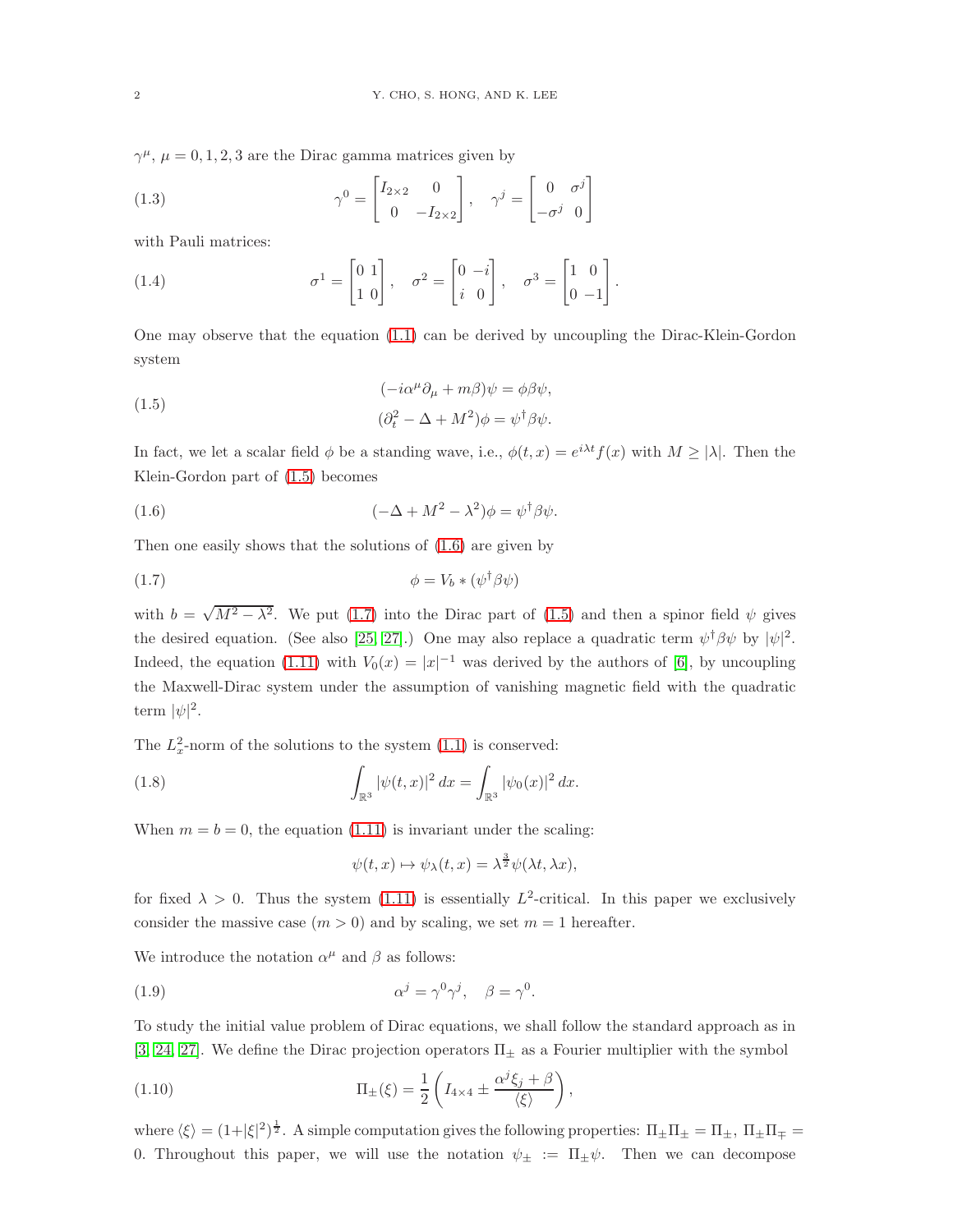$\gamma^\mu$, $\mu = 0, 1, 2, 3$ are the Dirac gamma matrices given by

$$\gamma^0 = \begin{bmatrix} I_{2\times 2} & 0 \\ 0 & -I_{2\times 2} \end{bmatrix}, \quad \gamma^j = \begin{bmatrix} 0 & \sigma^j \\ -\sigma^j & 0 \end{bmatrix} \tag{1.3}$$

with Pauli matrices:

$$\sigma^1 = \begin{bmatrix} 0 & 1 \\ 1 & 0 \end{bmatrix}, \quad \sigma^2 = \begin{bmatrix} 0 & -i \\ i & 0 \end{bmatrix}, \quad \sigma^3 = \begin{bmatrix} 1 & 0 \\ 0 & -1 \end{bmatrix}. \tag{1.4}$$

One may observe that the equation (1.1) can be derived by uncoupling the Dirac-Klein-Gordon system

$$\begin{aligned} (-i\alpha^\mu \partial_\mu + m\beta)\psi &= \phi\beta\psi, \\ (\partial_t^2 - \Delta + M^2)\phi &= \psi^\dagger\beta\psi. \end{aligned} \tag{1.5}$$

In fact, we let a scalar field $\phi$ be a standing wave, i.e., $\phi(t, x) = e^{i\lambda t} f(x)$ with $M \ge |\lambda|$. Then the Klein-Gordon part of (1.5) becomes

$$(-\Delta + M^2 - \lambda^2)\phi = \psi^\dagger\beta\psi. \tag{1.6}$$

Then one easily shows that the solutions of (1.6) are given by

$$\phi = V_b * (\psi^\dagger\beta\psi) \tag{1.7}$$

with $b = \sqrt{M^2 - \lambda^2}$. We put (1.7) into the Dirac part of (1.5) and then a spinor field $\psi$ gives the desired equation. (See also [25, 27].) One may also replace a quadratic term $\psi^\dagger\beta\psi$ by $|\psi|^2$. Indeed, the equation (1.11) with $V_0(x) = |x|^{-1}$ was derived by the authors of [6], by uncoupling the Maxwell-Dirac system under the assumption of vanishing magnetic field with the quadratic term $|\psi|^2$.

The $L_x^2$-norm of the solutions to the system (1.1) is conserved:

$$\int_{\mathbb{R}^3} |\psi(t, x)|^2 \, dx = \int_{\mathbb{R}^3} |\psi_0(x)|^2 \, dx. \tag{1.8}$$

When $m = b = 0$, the equation (1.11) is invariant under the scaling:

$$\psi(t, x) \mapsto \psi_\lambda(t, x) = \lambda^{\frac{3}{2}} \psi(\lambda t, \lambda x),$$

for fixed $\lambda > 0$. Thus the system (1.11) is essentially $L^2$-critical. In this paper we exclusively consider the massive case ($m > 0$) and by scaling, we set $m = 1$ hereafter.

We introduce the notation $\alpha^\mu$ and $\beta$ as follows:

$$\alpha^j = \gamma^0\gamma^j, \quad \beta = \gamma^0. \tag{1.9}$$

To study the initial value problem of Dirac equations, we shall follow the standard approach as in [3, 24, 27]. We define the Dirac projection operators $\Pi_\pm$ as a Fourier multiplier with the symbol

$$\Pi_\pm(\xi) = \frac{1}{2}\left( I_{4\times 4} \pm \frac{\alpha^j \xi_j + \beta}{\langle \xi \rangle} \right), \tag{1.10}$$

where $\langle \xi \rangle = (1 + |\xi|^2)^{\frac{1}{2}}$. A simple computation gives the following properties: $\Pi_\pm \Pi_\pm = \Pi_\pm$, $\Pi_\pm \Pi_\mp = 0$. Throughout this paper, we will use the notation $\psi_\pm := \Pi_\pm \psi$. Then we can decompose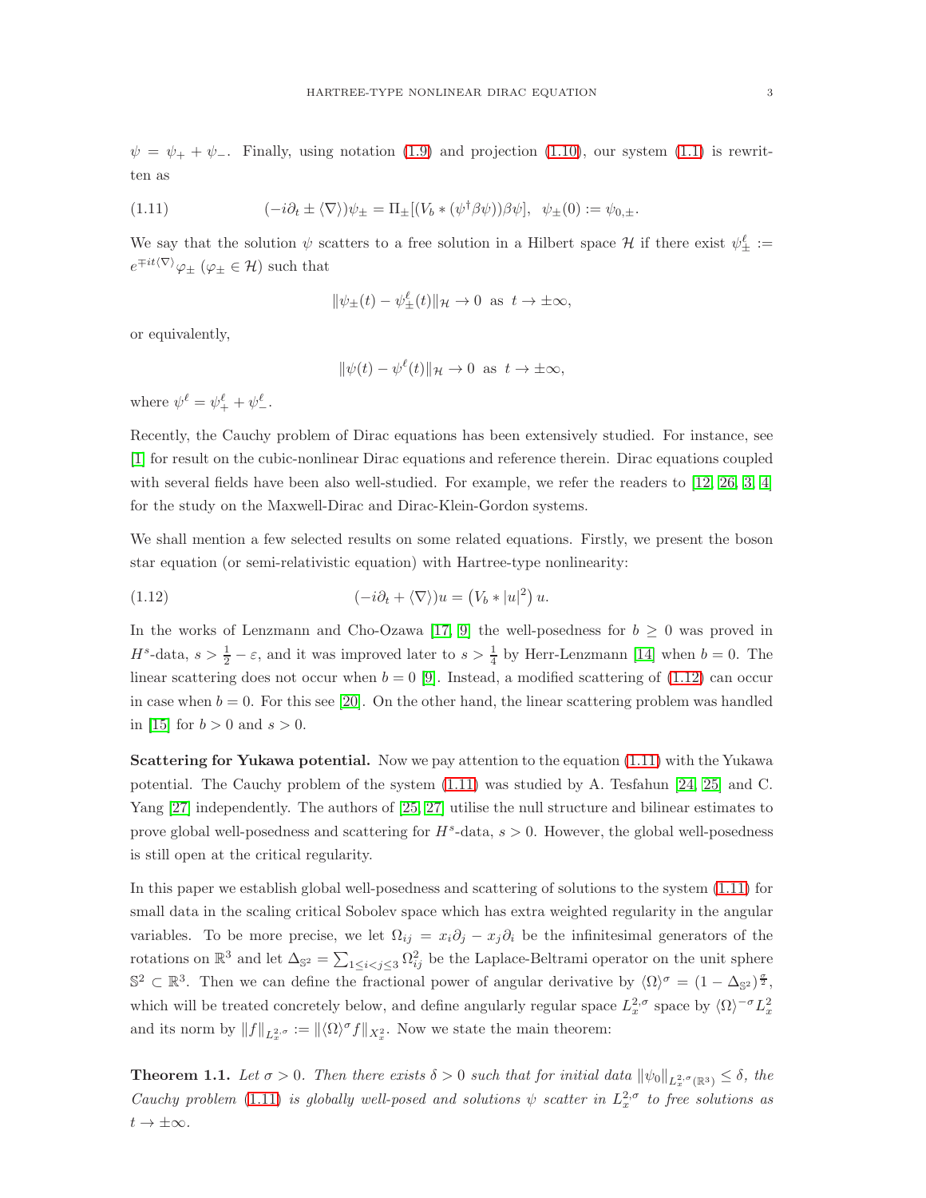$\psi = \psi_+ + \psi_-$. Finally, using notation (1.9) and projection (1.10), our system (1.1) is rewritten as

$$(-i\partial_t \pm \langle\nabla\rangle)\psi_\pm = \Pi_\pm[(V_b * (\psi^\dagger\beta\psi))\beta\psi], \quad \psi_\pm(0) := \psi_{0,\pm}. \tag{1.11}$$

We say that the solution $\psi$ scatters to a free solution in a Hilbert space $\mathcal{H}$ if there exist $\psi_\pm^\ell := e^{\mp it\langle\nabla\rangle}\varphi_\pm$ ($\varphi_\pm \in \mathcal{H}$) such that

$$\|\psi_\pm(t) - \psi_\pm^\ell(t)\|_{\mathcal{H}} \to 0 \ \text{ as } \ t \to \pm\infty,$$

or equivalently,

$$\|\psi(t) - \psi^\ell(t)\|_{\mathcal{H}} \to 0 \ \text{ as } \ t \to \pm\infty,$$

where $\psi^\ell = \psi_+^\ell + \psi_-^\ell$.

Recently, the Cauchy problem of Dirac equations has been extensively studied. For instance, see [1] for result on the cubic-nonlinear Dirac equations and reference therein. Dirac equations coupled with several fields have been also well-studied. For example, we refer the readers to [12, 26, 3, 4] for the study on the Maxwell-Dirac and Dirac-Klein-Gordon systems.

We shall mention a few selected results on some related equations. Firstly, we present the boson star equation (or semi-relativistic equation) with Hartree-type nonlinearity:

$$(-i\partial_t + \langle\nabla\rangle)u = \left(V_b * |u|^2\right)u. \tag{1.12}$$

In the works of Lenzmann and Cho-Ozawa [17, 9] the well-posedness for $b \geq 0$ was proved in $H^s$-data, $s > \frac{1}{2} - \varepsilon$, and it was improved later to $s > \frac{1}{4}$ by Herr-Lenzmann [14] when $b = 0$. The linear scattering does not occur when $b = 0$ [9]. Instead, a modified scattering of (1.12) can occur in case when $b = 0$. For this see [20]. On the other hand, the linear scattering problem was handled in [15] for $b > 0$ and $s > 0$.

**Scattering for Yukawa potential.** Now we pay attention to the equation (1.11) with the Yukawa potential. The Cauchy problem of the system (1.11) was studied by A. Tesfahun [24, 25] and C. Yang [27] independently. The authors of [25, 27] utilise the null structure and bilinear estimates to prove global well-posedness and scattering for $H^s$-data, $s > 0$. However, the global well-posedness is still open at the critical regularity.

In this paper we establish global well-posedness and scattering of solutions to the system (1.11) for small data in the scaling critical Sobolev space which has extra weighted regularity in the angular variables. To be more precise, we let $\Omega_{ij} = x_i\partial_j - x_j\partial_i$ be the infinitesimal generators of the rotations on $\mathbb{R}^3$ and let $\Delta_{\mathbb{S}^2} = \sum_{1\leq i<j\leq 3}\Omega_{ij}^2$ be the Laplace-Beltrami operator on the unit sphere $\mathbb{S}^2 \subset \mathbb{R}^3$. Then we can define the fractional power of angular derivative by $\langle\Omega\rangle^\sigma = (1 - \Delta_{\mathbb{S}^2})^{\frac{\sigma}{2}}$, which will be treated concretely below, and define angularly regular space $L_x^{2,\sigma}$ space by $\langle\Omega\rangle^{-\sigma}L_x^2$ and its norm by $\|f\|_{L_x^{2,\sigma}} := \|\langle\Omega\rangle^\sigma f\|_{X_x^2}$. Now we state the main theorem:

**Theorem 1.1.** *Let $\sigma > 0$. Then there exists $\delta > 0$ such that for initial data $\|\psi_0\|_{L_x^{2,\sigma}(\mathbb{R}^3)} \leq \delta$, the Cauchy problem (1.11) is globally well-posed and solutions $\psi$ scatter in $L_x^{2,\sigma}$ to free solutions as $t \to \pm\infty$.*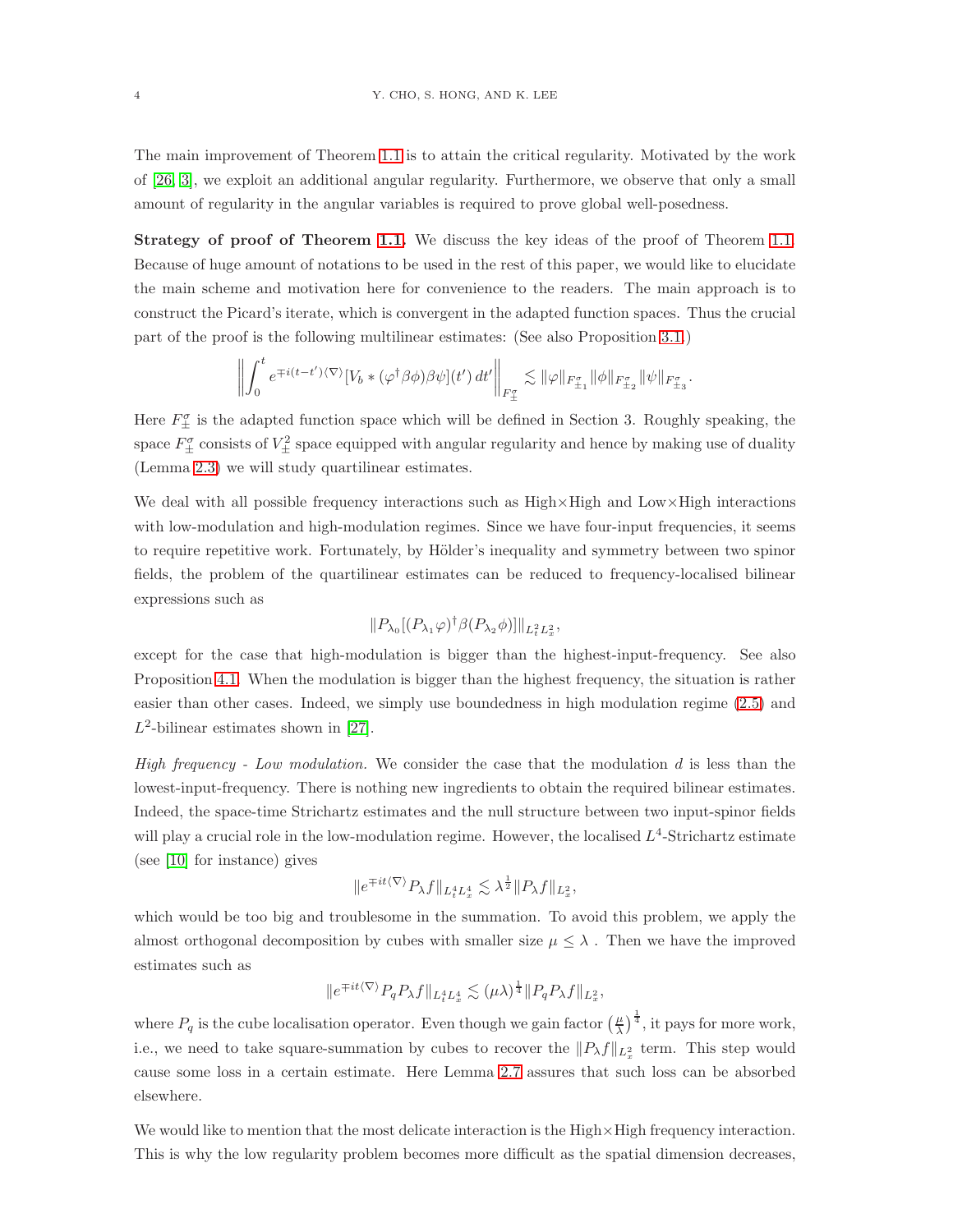The main improvement of Theorem 1.1 is to attain the critical regularity. Motivated by the work of [26, 3], we exploit an additional angular regularity. Furthermore, we observe that only a small amount of regularity in the angular variables is required to prove global well-posedness.

**Strategy of proof of Theorem 1.1.** We discuss the key ideas of the proof of Theorem 1.1. Because of huge amount of notations to be used in the rest of this paper, we would like to elucidate the main scheme and motivation here for convenience to the readers. The main approach is to construct the Picard's iterate, which is convergent in the adapted function spaces. Thus the crucial part of the proof is the following multilinear estimates: (See also Proposition 3.1.)

$$\left\| \int_0^t e^{\mp i(t-t')\langle \nabla \rangle} [V_b * (\varphi^\dagger \beta \phi)\beta\psi](t')\, dt' \right\|_{F^\sigma_\pm} \lesssim \|\varphi\|_{F^\sigma_{\pm_1}} \|\phi\|_{F^\sigma_{\pm_2}} \|\psi\|_{F^\sigma_{\pm_3}}.$$

Here $F^\sigma_\pm$ is the adapted function space which will be defined in Section 3. Roughly speaking, the space $F^\sigma_\pm$ consists of $V^2_\pm$ space equipped with angular regularity and hence by making use of duality (Lemma 2.3) we will study quartilinear estimates.

We deal with all possible frequency interactions such as High$\times$High and Low$\times$High interactions with low-modulation and high-modulation regimes. Since we have four-input frequencies, it seems to require repetitive work. Fortunately, by Hölder's inequality and symmetry between two spinor fields, the problem of the quartilinear estimates can be reduced to frequency-localised bilinear expressions such as

$$\|P_{\lambda_0}[(P_{\lambda_1}\varphi)^\dagger \beta (P_{\lambda_2}\phi)]\|_{L^2_t L^2_x},$$

except for the case that high-modulation is bigger than the highest-input-frequency. See also Proposition 4.1. When the modulation is bigger than the highest frequency, the situation is rather easier than other cases. Indeed, we simply use boundedness in high modulation regime (2.5) and $L^2$-bilinear estimates shown in [27].

*High frequency - Low modulation.* We consider the case that the modulation $d$ is less than the lowest-input-frequency. There is nothing new ingredients to obtain the required bilinear estimates. Indeed, the space-time Strichartz estimates and the null structure between two input-spinor fields will play a crucial role in the low-modulation regime. However, the localised $L^4$-Strichartz estimate (see [10] for instance) gives

$$\|e^{\mp it\langle \nabla \rangle} P_\lambda f\|_{L^4_t L^4_x} \lesssim \lambda^{\frac{1}{2}} \|P_\lambda f\|_{L^2_x},$$

which would be too big and troublesome in the summation. To avoid this problem, we apply the almost orthogonal decomposition by cubes with smaller size $\mu \le \lambda$ . Then we have the improved estimates such as

$$\|e^{\mp it\langle \nabla \rangle} P_q P_\lambda f\|_{L^4_t L^4_x} \lesssim (\mu\lambda)^{\frac{1}{4}} \|P_q P_\lambda f\|_{L^2_x},$$

where $P_q$ is the cube localisation operator. Even though we gain factor $\left(\frac{\mu}{\lambda}\right)^{\frac{1}{4}}$, it pays for more work, i.e., we need to take square-summation by cubes to recover the $\|P_\lambda f\|_{L^2_x}$ term. This step would cause some loss in a certain estimate. Here Lemma 2.7 assures that such loss can be absorbed elsewhere.

We would like to mention that the most delicate interaction is the High$\times$High frequency interaction. This is why the low regularity problem becomes more difficult as the spatial dimension decreases,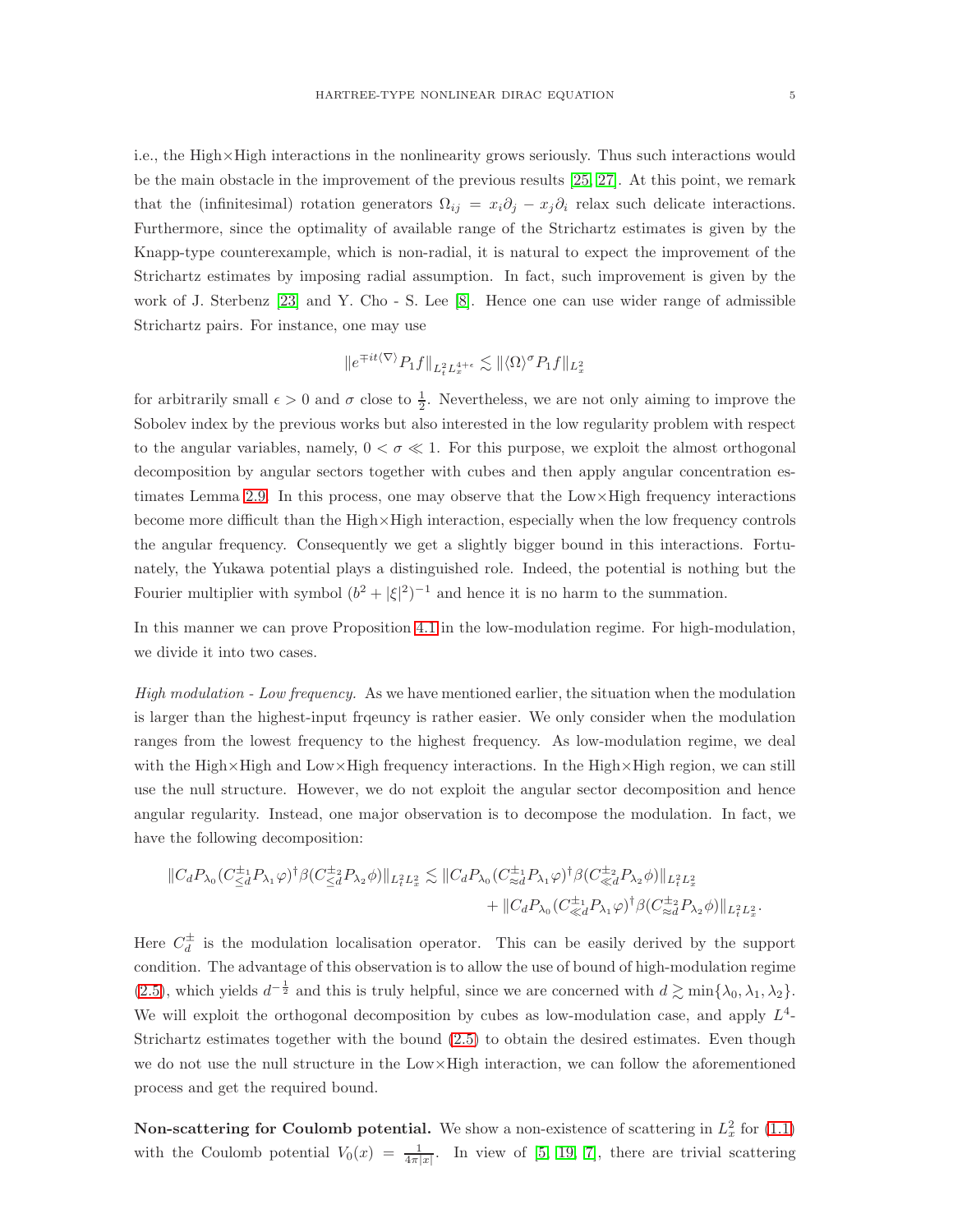i.e., the High×High interactions in the nonlinearity grows seriously. Thus such interactions would be the main obstacle in the improvement of the previous results [25, 27]. At this point, we remark that the (infinitesimal) rotation generators $\Omega_{ij} = x_i\partial_j - x_j\partial_i$ relax such delicate interactions. Furthermore, since the optimality of available range of the Strichartz estimates is given by the Knapp-type counterexample, which is non-radial, it is natural to expect the improvement of the Strichartz estimates by imposing radial assumption. In fact, such improvement is given by the work of J. Sterbenz [23] and Y. Cho - S. Lee [8]. Hence one can use wider range of admissible Strichartz pairs. For instance, one may use

$$\|e^{\mp it\langle\nabla\rangle}P_1 f\|_{L_t^2 L_x^{4+\epsilon}} \lesssim \|\langle\Omega\rangle^{\sigma} P_1 f\|_{L_x^2}$$

for arbitrarily small $\epsilon > 0$ and $\sigma$ close to $\frac{1}{2}$. Nevertheless, we are not only aiming to improve the Sobolev index by the previous works but also interested in the low regularity problem with respect to the angular variables, namely, $0 < \sigma \ll 1$. For this purpose, we exploit the almost orthogonal decomposition by angular sectors together with cubes and then apply angular concentration estimates Lemma 2.9. In this process, one may observe that the Low×High frequency interactions become more difficult than the High×High interaction, especially when the low frequency controls the angular frequency. Consequently we get a slightly bigger bound in this interactions. Fortunately, the Yukawa potential plays a distinguished role. Indeed, the potential is nothing but the Fourier multiplier with symbol $(b^2 + |\xi|^2)^{-1}$ and hence it is no harm to the summation.

In this manner we can prove Proposition 4.1 in the low-modulation regime. For high-modulation, we divide it into two cases.

*High modulation - Low frequency.* As we have mentioned earlier, the situation when the modulation is larger than the highest-input frqeuncy is rather easier. We only consider when the modulation ranges from the lowest frequency to the highest frequency. As low-modulation regime, we deal with the High×High and Low×High frequency interactions. In the High×High region, we can still use the null structure. However, we do not exploit the angular sector decomposition and hence angular regularity. Instead, one major observation is to decompose the modulation. In fact, we have the following decomposition:

$$\begin{aligned}\|C_d P_{\lambda_0}(C^{\pm_1}_{\lesssim d}P_{\lambda_1}\varphi)^{\dagger}\beta(C^{\pm_2}_{\lesssim d}P_{\lambda_2}\phi)\|_{L_t^2L_x^2} \lesssim &\|C_d P_{\lambda_0}(C^{\pm_1}_{\approx d}P_{\lambda_1}\varphi)^{\dagger}\beta(C^{\pm_2}_{\ll d}P_{\lambda_2}\phi)\|_{L_t^2L_x^2} \\ &+ \|C_d P_{\lambda_0}(C^{\pm_1}_{\ll d}P_{\lambda_1}\varphi)^{\dagger}\beta(C^{\pm_2}_{\approx d}P_{\lambda_2}\phi)\|_{L_t^2L_x^2}.\end{aligned}$$

Here $C_d^{\pm}$ is the modulation localisation operator. This can be easily derived by the support condition. The advantage of this observation is to allow the use of bound of high-modulation regime (2.5), which yields $d^{-\frac{1}{2}}$ and this is truly helpful, since we are concerned with $d \gtrsim \min\{\lambda_0, \lambda_1, \lambda_2\}$. We will exploit the orthogonal decomposition by cubes as low-modulation case, and apply $L^4$-Strichartz estimates together with the bound (2.5) to obtain the desired estimates. Even though we do not use the null structure in the Low×High interaction, we can follow the aforementioned process and get the required bound.

**Non-scattering for Coulomb potential.** We show a non-existence of scattering in $L_x^2$ for (1.1) with the Coulomb potential $V_0(x) = \frac{1}{4\pi|x|}$. In view of [5, 19, 7], there are trivial scattering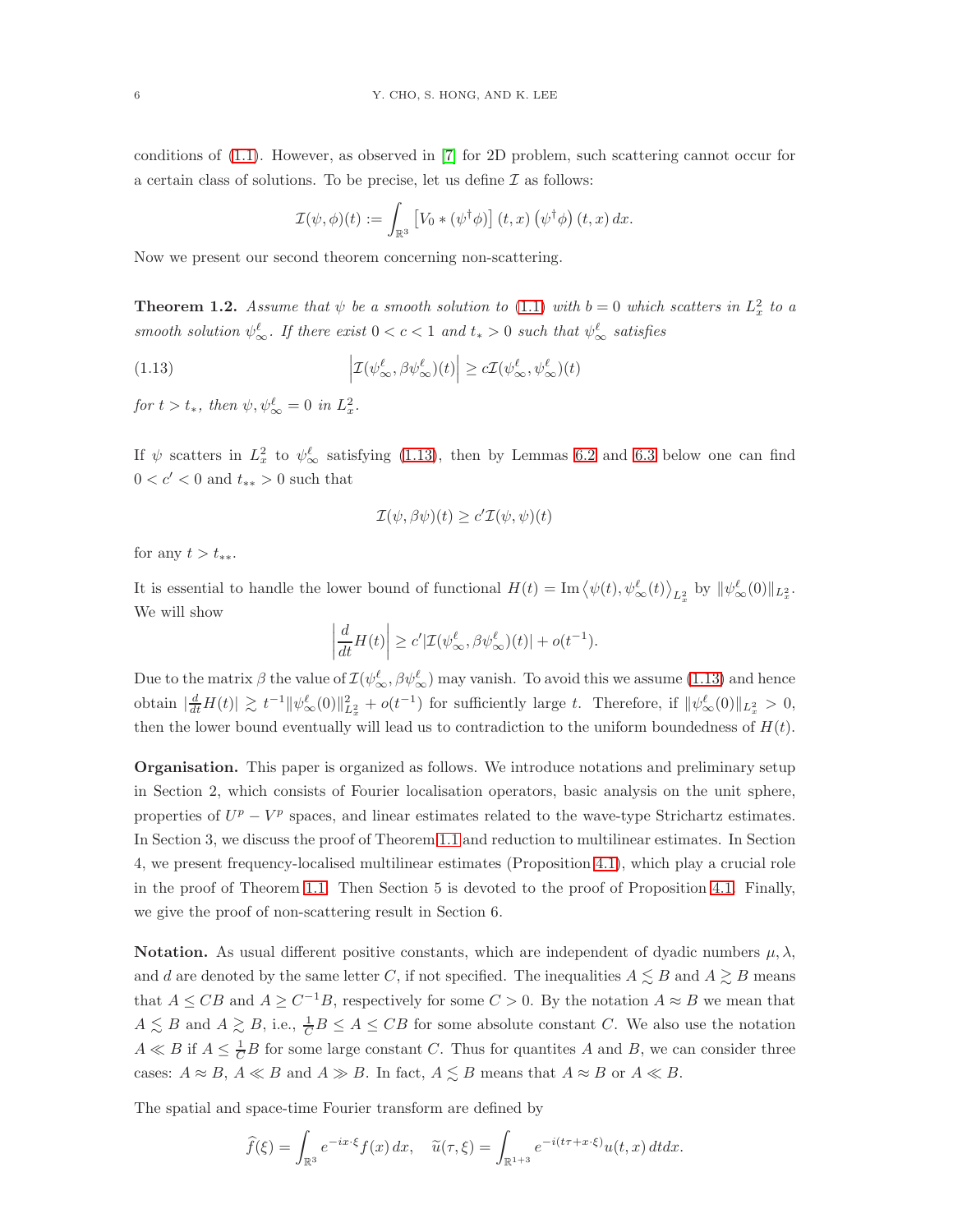conditions of (1.1). However, as observed in [7] for 2D problem, such scattering cannot occur for a certain class of solutions. To be precise, let us define $\mathcal{I}$ as follows:

$$\mathcal{I}(\psi,\phi)(t) := \int_{\mathbb{R}^3} \left[V_0 * (\psi^\dagger \phi)\right](t,x) \left(\psi^\dagger \phi\right)(t,x)\, dx.$$

Now we present our second theorem concerning non-scattering.

**Theorem 1.2.** *Assume that $\psi$ be a smooth solution to (1.1) with $b = 0$ which scatters in $L^2_x$ to a smooth solution $\psi^\ell_\infty$. If there exist $0 < c < 1$ and $t_* > 0$ such that $\psi^\ell_\infty$ satisfies*

$$\left|\mathcal{I}(\psi^\ell_\infty, \beta\psi^\ell_\infty)(t)\right| \geq c\mathcal{I}(\psi^\ell_\infty, \psi^\ell_\infty)(t) \tag{1.13}$$

*for $t > t_*$, then $\psi, \psi^\ell_\infty = 0$ in $L^2_x$.*

If $\psi$ scatters in $L^2_x$ to $\psi^\ell_\infty$ satisfying (1.13), then by Lemmas 6.2 and 6.3 below one can find $0 < c' < 0$ and $t_{**} > 0$ such that

$$\mathcal{I}(\psi, \beta\psi)(t) \geq c'\mathcal{I}(\psi,\psi)(t)$$

for any $t > t_{**}$.

It is essential to handle the lower bound of functional $H(t) = \mathrm{Im}\left\langle \psi(t), \psi^\ell_\infty(t)\right\rangle_{L^2_x}$ by $\|\psi^\ell_\infty(0)\|_{L^2_x}$. We will show

$$\left|\frac{d}{dt}H(t)\right| \geq c'|\mathcal{I}(\psi^\ell_\infty, \beta\psi^\ell_\infty)(t)| + o(t^{-1}).$$

Due to the matrix $\beta$ the value of $\mathcal{I}(\psi^\ell_\infty, \beta\psi^\ell_\infty)$ may vanish. To avoid this we assume (1.13) and hence obtain $|\frac{d}{dt}H(t)| \gtrsim t^{-1}\|\psi^\ell_\infty(0)\|^2_{L^2_x} + o(t^{-1})$ for sufficiently large $t$. Therefore, if $\|\psi^\ell_\infty(0)\|_{L^2_x} > 0$, then the lower bound eventually will lead us to contradiction to the uniform boundedness of $H(t)$.

**Organisation.** This paper is organized as follows. We introduce notations and preliminary setup in Section 2, which consists of Fourier localisation operators, basic analysis on the unit sphere, properties of $U^p - V^p$ spaces, and linear estimates related to the wave-type Strichartz estimates. In Section 3, we discuss the proof of Theorem 1.1 and reduction to multilinear estimates. In Section 4, we present frequency-localised multilinear estimates (Proposition 4.1), which play a crucial role in the proof of Theorem 1.1. Then Section 5 is devoted to the proof of Proposition 4.1. Finally, we give the proof of non-scattering result in Section 6.

**Notation.** As usual different positive constants, which are independent of dyadic numbers $\mu, \lambda$, and $d$ are denoted by the same letter $C$, if not specified. The inequalities $A \lesssim B$ and $A \gtrsim B$ means that $A \leq CB$ and $A \geq C^{-1}B$, respectively for some $C > 0$. By the notation $A \approx B$ we mean that $A \lesssim B$ and $A \gtrsim B$, i.e., $\frac{1}{C}B \leq A \leq CB$ for some absolute constant $C$. We also use the notation $A \ll B$ if $A \leq \frac{1}{C}B$ for some large constant $C$. Thus for quantites $A$ and $B$, we can consider three cases: $A \approx B$, $A \ll B$ and $A \gg B$. In fact, $A \lesssim B$ means that $A \approx B$ or $A \ll B$.

The spatial and space-time Fourier transform are defined by

$$\widehat{f}(\xi) = \int_{\mathbb{R}^3} e^{-ix\cdot\xi} f(x)\, dx, \quad \widetilde{u}(\tau,\xi) = \int_{\mathbb{R}^{1+3}} e^{-i(t\tau + x\cdot\xi)} u(t,x)\, dt dx.$$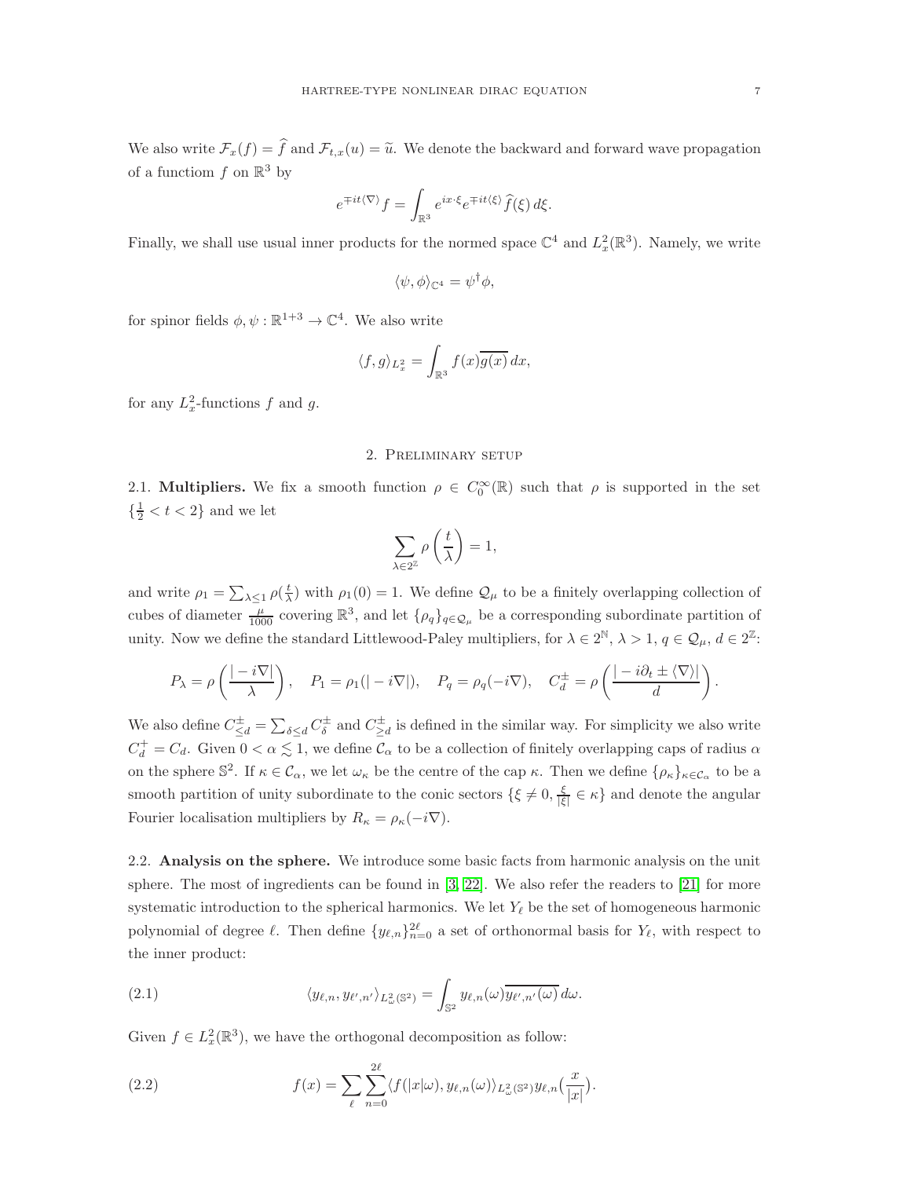We also write $\mathcal{F}_x(f) = \widehat{f}$ and $\mathcal{F}_{t,x}(u) = \widetilde{u}$. We denote the backward and forward wave propagation of a functiom $f$ on $\mathbb{R}^3$ by

$$e^{\mp it\langle\nabla\rangle} f = \int_{\mathbb{R}^3} e^{ix\cdot\xi} e^{\mp it\langle\xi\rangle} \widehat{f}(\xi)\, d\xi.$$

Finally, we shall use usual inner products for the normed space $\mathbb{C}^4$ and $L^2_x(\mathbb{R}^3)$. Namely, we write

$$\langle \psi, \phi\rangle_{\mathbb{C}^4} = \psi^\dagger \phi,$$

for spinor fields $\phi, \psi : \mathbb{R}^{1+3} \to \mathbb{C}^4$. We also write

$$\langle f, g\rangle_{L^2_x} = \int_{\mathbb{R}^3} f(x)\overline{g(x)}\, dx,$$

for any $L^2_x$-functions $f$ and $g$.

## 2. Preliminary setup

**2.1. Multipliers.** We fix a smooth function $\rho \in C_0^\infty(\mathbb{R})$ such that $\rho$ is supported in the set $\{\frac{1}{2} < t < 2\}$ and we let

$$\sum_{\lambda\in 2^{\mathbb{Z}}} \rho\left(\frac{t}{\lambda}\right) = 1,$$

and write $\rho_1 = \sum_{\lambda\le 1} \rho(\frac{t}{\lambda})$ with $\rho_1(0) = 1$. We define $\mathcal{Q}_\mu$ to be a finitely overlapping collection of cubes of diameter $\frac{\mu}{1000}$ covering $\mathbb{R}^3$, and let $\{\rho_q\}_{q\in\mathcal{Q}_\mu}$ be a corresponding subordinate partition of unity. Now we define the standard Littlewood-Paley multipliers, for $\lambda \in 2^{\mathbb{N}}$, $\lambda > 1$, $q \in \mathcal{Q}_\mu$, $d \in 2^{\mathbb{Z}}$:

$$P_\lambda = \rho\left(\frac{|-i\nabla|}{\lambda}\right), \quad P_1 = \rho_1(|-i\nabla|), \quad P_q = \rho_q(-i\nabla), \quad C^\pm_d = \rho\left(\frac{|-i\partial_t \pm \langle\nabla\rangle|}{d}\right).$$

We also define $C^\pm_{\le d} = \sum_{\delta\le d} C^\pm_\delta$ and $C^\pm_{\ge d}$ is defined in the similar way. For simplicity we also write $C^+_d = C_d$. Given $0 < \alpha \lesssim 1$, we define $\mathcal{C}_\alpha$ to be a collection of finitely overlapping caps of radius $\alpha$ on the sphere $\mathbb{S}^2$. If $\kappa \in \mathcal{C}_\alpha$, we let $\omega_\kappa$ be the centre of the cap $\kappa$. Then we define $\{\rho_\kappa\}_{\kappa\in\mathcal{C}_\alpha}$ to be a smooth partition of unity subordinate to the conic sectors $\{\xi \ne 0, \frac{\xi}{|\xi|} \in \kappa\}$ and denote the angular Fourier localisation multipliers by $R_\kappa = \rho_\kappa(-i\nabla)$.

**2.2. Analysis on the sphere.** We introduce some basic facts from harmonic analysis on the unit sphere. The most of ingredients can be found in [3, 22]. We also refer the readers to [21] for more systematic introduction to the spherical harmonics. We let $Y_\ell$ be the set of homogeneous harmonic polynomial of degree $\ell$. Then define $\{y_{\ell,n}\}_{n=0}^{2\ell}$ a set of orthonormal basis for $Y_\ell$, with respect to the inner product:

$$\langle y_{\ell,n}, y_{\ell',n'}\rangle_{L^2_\omega(\mathbb{S}^2)} = \int_{\mathbb{S}^2} y_{\ell,n}(\omega)\overline{y_{\ell',n'}(\omega)}\, d\omega. \tag{2.1}$$

Given $f \in L^2_x(\mathbb{R}^3)$, we have the orthogonal decomposition as follow:

$$f(x) = \sum_\ell \sum_{n=0}^{2\ell} \langle f(|x|\omega), y_{\ell,n}(\omega)\rangle_{L^2_\omega(\mathbb{S}^2)} y_{\ell,n}\big(\frac{x}{|x|}\big). \tag{2.2}$$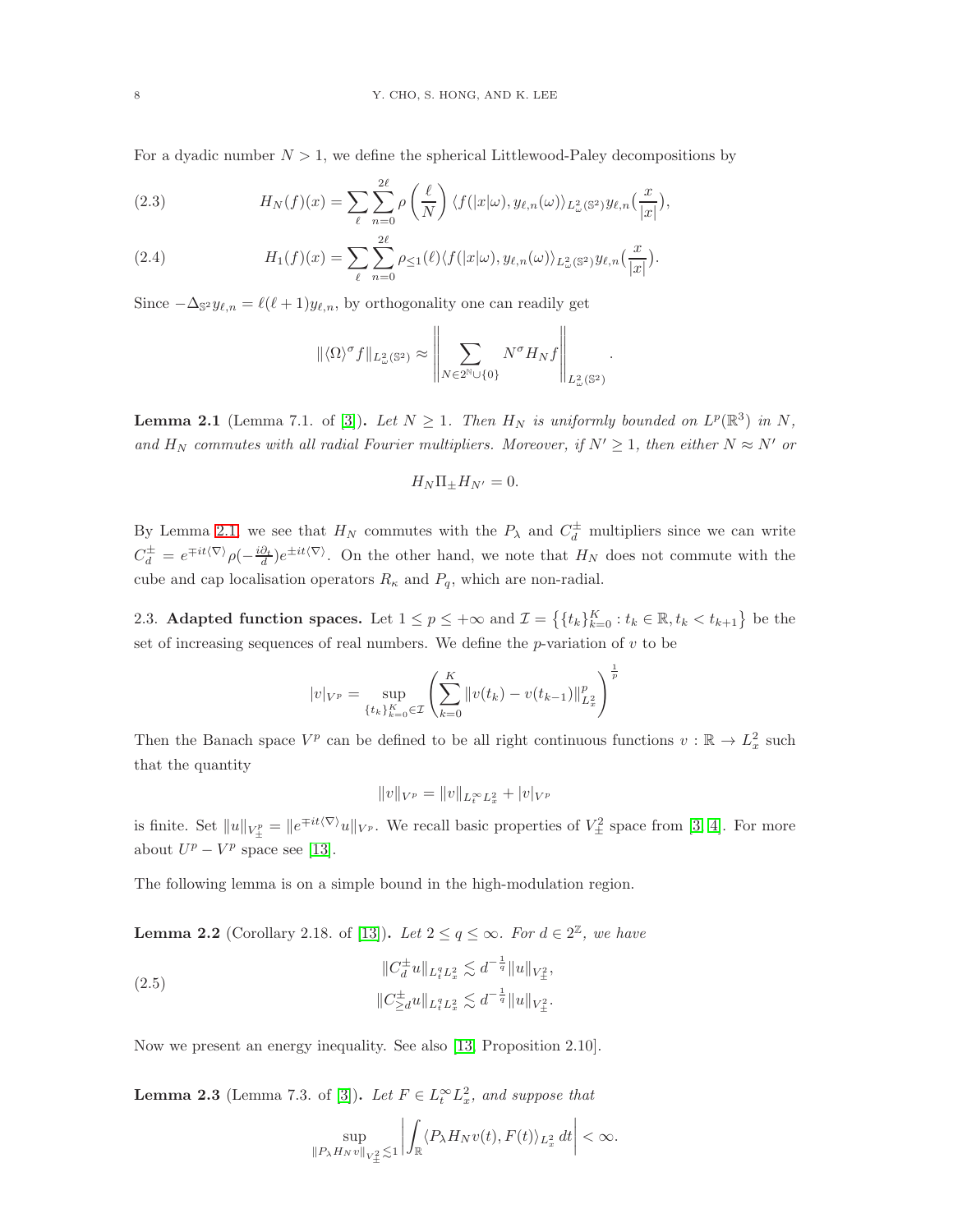For a dyadic number $N > 1$, we define the spherical Littlewood-Paley decompositions by

$$H_N(f)(x) = \sum_{\ell} \sum_{n=0}^{2\ell} \rho\left(\frac{\ell}{N}\right) \langle f(|x|\omega), y_{\ell,n}(\omega)\rangle_{L^2_\omega(\mathbb{S}^2)} y_{\ell,n}\Big(\frac{x}{|x|}\Big), \tag{2.3}$$

$$H_1(f)(x) = \sum_{\ell} \sum_{n=0}^{2\ell} \rho_{\leq 1}(\ell) \langle f(|x|\omega), y_{\ell,n}(\omega)\rangle_{L^2_\omega(\mathbb{S}^2)} y_{\ell,n}\Big(\frac{x}{|x|}\Big). \tag{2.4}$$

Since $-\Delta_{\mathbb{S}^2} y_{\ell,n} = \ell(\ell+1) y_{\ell,n}$, by orthogonality one can readily get

$$\|\langle \Omega \rangle^\sigma f\|_{L^2_\omega(\mathbb{S}^2)} \approx \left\| \sum_{N \in 2^{\mathbb{N}} \cup \{0\}} N^\sigma H_N f \right\|_{L^2_\omega(\mathbb{S}^2)}.$$

**Lemma 2.1** (Lemma 7.1. of [3]). *Let $N \geq 1$. Then $H_N$ is uniformly bounded on $L^p(\mathbb{R}^3)$ in $N$, and $H_N$ commutes with all radial Fourier multipliers. Moreover, if $N' \geq 1$, then either $N \approx N'$ or*

$$H_N \Pi_\pm H_{N'} = 0.$$

By Lemma 2.1 we see that $H_N$ commutes with the $P_\lambda$ and $C_d^\pm$ multipliers since we can write $C_d^\pm = e^{\mp it\langle \nabla \rangle} \rho(-\frac{i\partial_t}{d}) e^{\pm it\langle \nabla \rangle}$. On the other hand, we note that $H_N$ does not commute with the cube and cap localisation operators $R_\kappa$ and $P_q$, which are non-radial.

2.3. **Adapted function spaces.** Let $1 \leq p \leq +\infty$ and $\mathcal{I} = \left\{ \{t_k\}_{k=0}^K : t_k \in \mathbb{R}, t_k < t_{k+1} \right\}$ be the set of increasing sequences of real numbers. We define the $p$-variation of $v$ to be

$$|v|_{V^p} = \sup_{\{t_k\}_{k=0}^K \in \mathcal{I}} \left( \sum_{k=0}^K \|v(t_k) - v(t_{k-1})\|_{L^2_x}^p \right)^{\frac{1}{p}}$$

Then the Banach space $V^p$ can be defined to be all right continuous functions $v : \mathbb{R} \to L^2_x$ such that the quantity

$$\|v\|_{V^p} = \|v\|_{L^\infty_t L^2_x} + |v|_{V^p}$$

is finite. Set $\|u\|_{V^p_\pm} = \|e^{\mp it\langle \nabla \rangle} u\|_{V^p}$. We recall basic properties of $V^2_\pm$ space from [3, 4]. For more about $U^p - V^p$ space see [13].

The following lemma is on a simple bound in the high-modulation region.

**Lemma 2.2** (Corollary 2.18. of [13]). *Let $2 \leq q \leq \infty$. For $d \in 2^{\mathbb{Z}}$, we have*

$$\begin{aligned} \|C_d^\pm u\|_{L^q_t L^2_x} &\lesssim d^{-\frac{1}{q}} \|u\|_{V^2_\pm}, \\ \|C_{\geq d}^\pm u\|_{L^q_t L^2_x} &\lesssim d^{-\frac{1}{q}} \|u\|_{V^2_\pm}. \end{aligned} \tag{2.5}$$

Now we present an energy inequality. See also [13, Proposition 2.10].

**Lemma 2.3** (Lemma 7.3. of [3]). *Let $F \in L^\infty_t L^2_x$, and suppose that*

$$\sup_{\|P_\lambda H_N v\|_{V^2_\pm} \lesssim 1} \left| \int_{\mathbb{R}} \langle P_\lambda H_N v(t), F(t) \rangle_{L^2_x} \, dt \right| < \infty.$$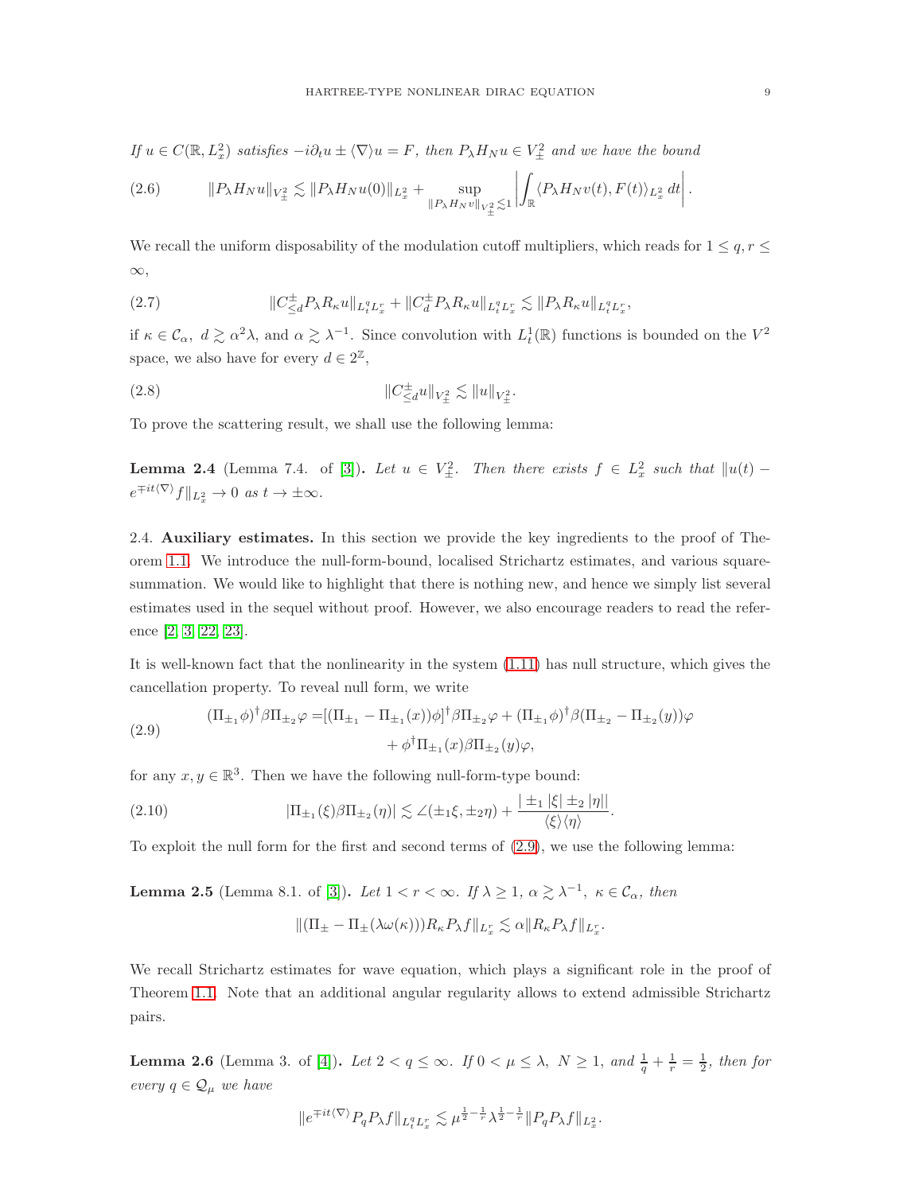*If $u \in C(\mathbb{R}, L^2_x)$ satisfies $-i\partial_t u \pm \langle\nabla\rangle u = F$, then $P_\lambda H_N u \in V^2_\pm$ and we have the bound*

$$\|P_\lambda H_N u\|_{V^2_\pm} \lesssim \|P_\lambda H_N u(0)\|_{L^2_x} + \sup_{\|P_\lambda H_N v\|_{V^2_\pm} \lesssim 1} \left| \int_{\mathbb{R}} \langle P_\lambda H_N v(t), F(t)\rangle_{L^2_x} \, dt \right|. \tag{2.6}$$

We recall the uniform disposability of the modulation cutoff multipliers, which reads for $1 \le q, r \le \infty$,

$$\|C^\pm_{\le d} P_\lambda R_\kappa u\|_{L^q_t L^r_x} + \|C^\pm_d P_\lambda R_\kappa u\|_{L^q_t L^r_x} \lesssim \|P_\lambda R_\kappa u\|_{L^q_t L^r_x}, \tag{2.7}$$

if $\kappa \in \mathcal{C}_\alpha$, $d \gtrsim \alpha^2\lambda$, and $\alpha \gtrsim \lambda^{-1}$. Since convolution with $L^1_t(\mathbb{R})$ functions is bounded on the $V^2$ space, we also have for every $d \in 2^{\mathbb{Z}}$,

$$\|C^\pm_{\le d} u\|_{V^2_\pm} \lesssim \|u\|_{V^2_\pm}. \tag{2.8}$$

To prove the scattering result, we shall use the following lemma:

**Lemma 2.4** (Lemma 7.4. of [3])**.** *Let $u \in V^2_\pm$. Then there exists $f \in L^2_x$ such that $\|u(t) - e^{\mp it\langle\nabla\rangle} f\|_{L^2_x} \to 0$ as $t \to \pm\infty$.*

2.4. **Auxiliary estimates.** In this section we provide the key ingredients to the proof of Theorem 1.1. We introduce the null-form-bound, localised Strichartz estimates, and various square-summation. We would like to highlight that there is nothing new, and hence we simply list several estimates used in the sequel without proof. However, we also encourage readers to read the reference [2, 3, 22, 23].

It is well-known fact that the nonlinearity in the system (1.11) has null structure, which gives the cancellation property. To reveal null form, we write

$$\begin{aligned}(\Pi_{\pm_1}\phi)^\dagger \beta \Pi_{\pm_2}\varphi =& [(\Pi_{\pm_1} - \Pi_{\pm_1}(x))\phi]^\dagger \beta \Pi_{\pm_2}\varphi + (\Pi_{\pm_1}\phi)^\dagger \beta(\Pi_{\pm_2} - \Pi_{\pm_2}(y))\varphi \\ &+ \phi^\dagger \Pi_{\pm_1}(x)\beta\Pi_{\pm_2}(y)\varphi,\end{aligned} \tag{2.9}$$

for any $x, y \in \mathbb{R}^3$. Then we have the following null-form-type bound:

$$|\Pi_{\pm_1}(\xi)\beta\Pi_{\pm_2}(\eta)| \lesssim \angle(\pm_1\xi, \pm_2\eta) + \frac{|\pm_1|\xi| \pm_2 |\eta||}{\langle\xi\rangle\langle\eta\rangle}. \tag{2.10}$$

To exploit the null form for the first and second terms of (2.9), we use the following lemma:

**Lemma 2.5** (Lemma 8.1. of [3])**.** *Let $1 < r < \infty$. If $\lambda \ge 1$, $\alpha \gtrsim \lambda^{-1}$, $\kappa \in \mathcal{C}_\alpha$, then*

$$\|(\Pi_\pm - \Pi_\pm(\lambda\omega(\kappa)))R_\kappa P_\lambda f\|_{L^r_x} \lesssim \alpha \|R_\kappa P_\lambda f\|_{L^r_x}.$$

We recall Strichartz estimates for wave equation, which plays a significant role in the proof of Theorem 1.1. Note that an additional angular regularity allows to extend admissible Strichartz pairs.

**Lemma 2.6** (Lemma 3. of [4])**.** *Let $2 < q \le \infty$. If $0 < \mu \le \lambda$, $N \ge 1$, and $\frac{1}{q} + \frac{1}{r} = \frac{1}{2}$, then for every $q \in \mathcal{Q}_\mu$ we have*

$$\|e^{\mp it\langle\nabla\rangle} P_q P_\lambda f\|_{L^q_t L^r_x} \lesssim \mu^{\frac12 - \frac1r} \lambda^{\frac12 - \frac1r} \|P_q P_\lambda f\|_{L^2_x}.$$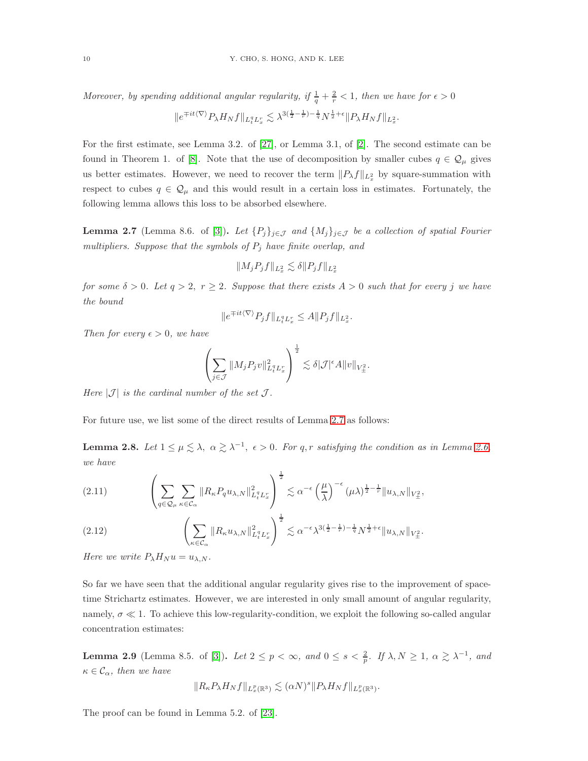*Moreover, by spending additional angular regularity, if $\frac{1}{q}+\frac{2}{r}<1$, then we have for $\epsilon>0$*

$$\|e^{\mp it\langle\nabla\rangle}P_\lambda H_N f\|_{L_t^qL_x^r}\lesssim \lambda^{3(\frac12-\frac1r)-\frac1q}N^{\frac12+\epsilon}\|P_\lambda H_N f\|_{L_x^2}.$$

For the first estimate, see Lemma 3.2. of [27], or Lemma 3.1, of [2]. The second estimate can be found in Theorem 1. of [8]. Note that the use of decomposition by smaller cubes $q\in\mathcal{Q}_\mu$ gives us better estimates. However, we need to recover the term $\|P_\lambda f\|_{L_x^2}$ by square-summation with respect to cubes $q\in\mathcal{Q}_\mu$ and this would result in a certain loss in estimates. Fortunately, the following lemma allows this loss to be absorbed elsewhere.

**Lemma 2.7** (Lemma 8.6. of [3]). *Let $\{P_j\}_{j\in\mathcal{J}}$ and $\{M_j\}_{j\in\mathcal{J}}$ be a collection of spatial Fourier multipliers. Suppose that the symbols of $P_j$ have finite overlap, and*

$$\|M_jP_jf\|_{L_x^2}\lesssim \delta\|P_jf\|_{L_x^2}$$

*for some $\delta>0$. Let $q>2,\ r\geq 2$. Suppose that there exists $A>0$ such that for every $j$ we have the bound*

$$\|e^{\mp it\langle\nabla\rangle}P_jf\|_{L_t^qL_x^r}\leq A\|P_jf\|_{L_x^2}.$$

*Then for every $\epsilon>0$, we have*

$$\left(\sum_{j\in\mathcal{J}}\|M_jP_jv\|_{L_t^qL_x^r}^2\right)^{\frac12}\lesssim \delta|\mathcal{J}|^\epsilon A\|v\|_{V_\pm^2}.$$

*Here $|\mathcal{J}|$ is the cardinal number of the set $\mathcal{J}$.*

For future use, we list some of the direct results of Lemma 2.7 as follows:

**Lemma 2.8.** *Let $1\leq\mu\lesssim\lambda,\ \alpha\gtrsim\lambda^{-1},\ \epsilon>0$. For $q,r$ satisfying the condition as in Lemma 2.6, we have*

$$\left(\sum_{q\in\mathcal{Q}_\mu}\sum_{\kappa\in\mathcal{C}_\alpha}\|R_\kappa P_q u_{\lambda,N}\|_{L_t^qL_x^r}^2\right)^{\frac12}\lesssim \alpha^{-\epsilon}\left(\frac{\mu}{\lambda}\right)^{-\epsilon}(\mu\lambda)^{\frac12-\frac1r}\|u_{\lambda,N}\|_{V_\pm^2},\tag{2.11}$$

$$\left(\sum_{\kappa\in\mathcal{C}_\alpha}\|R_\kappa u_{\lambda,N}\|_{L_t^qL_x^r}^2\right)^{\frac12}\lesssim \alpha^{-\epsilon}\lambda^{3(\frac12-\frac1r)-\frac1q}N^{\frac12+\epsilon}\|u_{\lambda,N}\|_{V_\pm^2}.\tag{2.12}$$

*Here we write $P_\lambda H_N u=u_{\lambda,N}$.*

So far we have seen that the additional angular regularity gives rise to the improvement of space-time Strichartz estimates. However, we are interested in only small amount of angular regularity, namely, $\sigma\ll 1$. To achieve this low-regularity-condition, we exploit the following so-called angular concentration estimates:

**Lemma 2.9** (Lemma 8.5. of [3]). *Let $2\leq p<\infty$, and $0\leq s<\frac{2}{p}$. If $\lambda,N\geq 1$, $\alpha\gtrsim\lambda^{-1}$, and $\kappa\in\mathcal{C}_\alpha$, then we have*

$$\|R_\kappa P_\lambda H_N f\|_{L_x^p(\mathbb{R}^3)}\lesssim(\alpha N)^s\|P_\lambda H_N f\|_{L_x^p(\mathbb{R}^3)}.$$

The proof can be found in Lemma 5.2. of [23].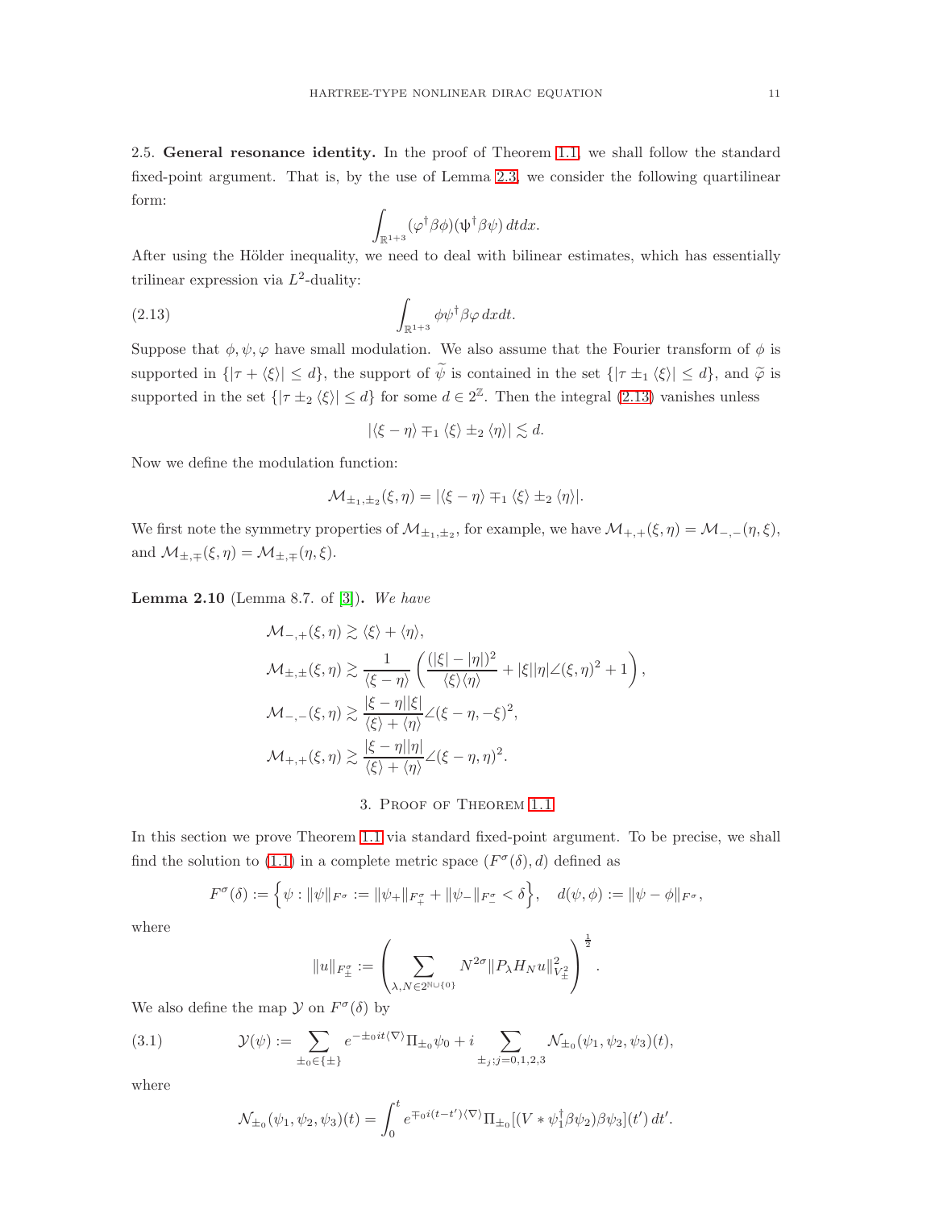2.5. **General resonance identity.** In the proof of Theorem 1.1, we shall follow the standard fixed-point argument. That is, by the use of Lemma 2.3, we consider the following quartilinear form:

$$\int_{\mathbb{R}^{1+3}} (\varphi^\dagger \beta \phi)(\psi^\dagger \beta \psi)\, dtdx.$$

After using the Hölder inequality, we need to deal with bilinear estimates, which has essentially trilinear expression via $L^2$-duality:

$$\int_{\mathbb{R}^{1+3}} \phi \psi^\dagger \beta \varphi \, dxdt. \tag{2.13}$$

Suppose that $\phi, \psi, \varphi$ have small modulation. We also assume that the Fourier transform of $\phi$ is supported in $\{|\tau + \langle\xi\rangle| \le d\}$, the support of $\widetilde{\psi}$ is contained in the set $\{|\tau \pm_1 \langle\xi\rangle| \le d\}$, and $\widetilde{\varphi}$ is supported in the set $\{|\tau \pm_2 \langle\xi\rangle| \le d\}$ for some $d \in 2^{\mathbb{Z}}$. Then the integral (2.13) vanishes unless

$$|\langle \xi - \eta\rangle \mp_1 \langle\xi\rangle \pm_2 \langle\eta\rangle| \lesssim d.$$

Now we define the modulation function:

$$\mathcal{M}_{\pm_1,\pm_2}(\xi,\eta) = |\langle \xi - \eta\rangle \mp_1 \langle\xi\rangle \pm_2 \langle\eta\rangle|.$$

We first note the symmetry properties of $\mathcal{M}_{\pm_1,\pm_2}$, for example, we have $\mathcal{M}_{+,+}(\xi,\eta) = \mathcal{M}_{-,-}(\eta,\xi)$, and $\mathcal{M}_{\pm,\mp}(\xi,\eta) = \mathcal{M}_{\pm,\mp}(\eta,\xi)$.

**Lemma 2.10** (Lemma 8.7. of [3])**.** *We have*

$$\begin{aligned}
\mathcal{M}_{-,+}(\xi,\eta) &\gtrsim \langle\xi\rangle + \langle\eta\rangle, \\
\mathcal{M}_{\pm,\pm}(\xi,\eta) &\gtrsim \frac{1}{\langle \xi-\eta\rangle}\left( \frac{(|\xi|-|\eta|)^2}{\langle\xi\rangle\langle\eta\rangle} + |\xi||\eta|\angle(\xi,\eta)^2 + 1 \right), \\
\mathcal{M}_{-,-}(\xi,\eta) &\gtrsim \frac{|\xi-\eta||\xi|}{\langle\xi\rangle + \langle\eta\rangle}\angle(\xi-\eta,-\xi)^2, \\
\mathcal{M}_{+,+}(\xi,\eta) &\gtrsim \frac{|\xi-\eta||\eta|}{\langle\xi\rangle + \langle\eta\rangle}\angle(\xi-\eta,\eta)^2.
\end{aligned}$$

## 3. Proof of Theorem 1.1

In this section we prove Theorem 1.1 via standard fixed-point argument. To be precise, we shall find the solution to (1.1) in a complete metric space $(F^\sigma(\delta), d)$ defined as

$$F^\sigma(\delta) := \left\{ \psi : \|\psi\|_{F^\sigma} := \|\psi_+\|_{F_+^\sigma} + \|\psi_-\|_{F_-^\sigma} < \delta \right\}, \quad d(\psi,\phi) := \|\psi - \phi\|_{F^\sigma},$$

where

$$\|u\|_{F_\pm^\sigma} := \left( \sum_{\lambda, N \in 2^{\mathbb{N}\cup\{0\}}} N^{2\sigma} \|P_\lambda H_N u\|^2_{V_\pm^2} \right)^{\frac{1}{2}}.$$

We also define the map $\mathcal{Y}$ on $F^\sigma(\delta)$ by

$$\mathcal{Y}(\psi) := \sum_{\pm_0 \in \{\pm\}} e^{-\pm_0 it\langle\nabla\rangle}\Pi_{\pm_0}\psi_0 + i \sum_{\pm_j; j=0,1,2,3} \mathcal{N}_{\pm_0}(\psi_1,\psi_2,\psi_3)(t), \tag{3.1}$$

where

$$\mathcal{N}_{\pm_0}(\psi_1,\psi_2,\psi_3)(t) = \int_0^t e^{\mp_0 i(t-t')\langle\nabla\rangle}\Pi_{\pm_0}[(V * \psi_1^\dagger\beta\psi_2)\beta\psi_3](t')\, dt'.$$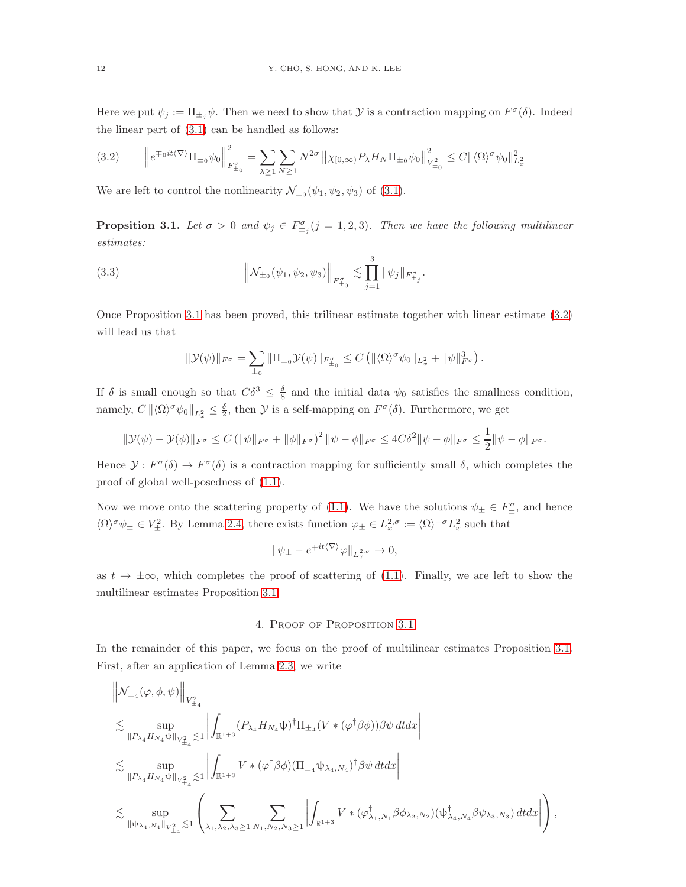Here we put $\psi_j := \Pi_{\pm_j}\psi$. Then we need to show that $\mathcal{Y}$ is a contraction mapping on $F^\sigma(\delta)$. Indeed the linear part of (3.1) can be handled as follows:

$$\left\| e^{\mp_0 it\langle\nabla\rangle}\Pi_{\pm_0}\psi_0 \right\|_{F^\sigma_{\pm_0}}^2 = \sum_{\lambda\geq 1}\sum_{N\geq 1} N^{2\sigma}\left\|\chi_{[0,\infty)}P_\lambda H_N \Pi_{\pm_0}\psi_0\right\|_{V^2_{\pm_0}}^2 \leq C\|\langle\Omega\rangle^\sigma\psi_0\|_{L^2_x}^2 \tag{3.2}$$

We are left to control the nonlinearity $\mathcal{N}_{\pm_0}(\psi_1,\psi_2,\psi_3)$ of (3.1).

**Propsition 3.1.** *Let $\sigma > 0$ and $\psi_j \in F^\sigma_{\pm_j}(j = 1, 2, 3)$. Then we have the following multilinear estimates:*

$$\left\|\mathcal{N}_{\pm_0}(\psi_1,\psi_2,\psi_3)\right\|_{F^\sigma_{\pm_0}} \lesssim \prod_{j=1}^{3}\|\psi_j\|_{F^\sigma_{\pm_j}}. \tag{3.3}$$

Once Proposition 3.1 has been proved, this trilinear estimate together with linear estimate (3.2) will lead us that

$$\|\mathcal{Y}(\psi)\|_{F^\sigma} = \sum_{\pm_0}\|\Pi_{\pm_0}\mathcal{Y}(\psi)\|_{F^\sigma_{\pm_0}} \leq C\left(\|\langle\Omega\rangle^\sigma\psi_0\|_{L^2_x} + \|\psi\|_{F^\sigma}^3\right).$$

If $\delta$ is small enough so that $C\delta^3 \leq \frac{\delta}{8}$ and the initial data $\psi_0$ satisfies the smallness condition, namely, $C\|\langle\Omega\rangle^\sigma\psi_0\|_{L^2_x} \leq \frac{\delta}{2}$, then $\mathcal{Y}$ is a self-mapping on $F^\sigma(\delta)$. Furthermore, we get

$$\|\mathcal{Y}(\psi) - \mathcal{Y}(\phi)\|_{F^\sigma} \leq C\left(\|\psi\|_{F^\sigma} + \|\phi\|_{F^\sigma}\right)^2\|\psi-\phi\|_{F^\sigma} \leq 4C\delta^2\|\psi-\phi\|_{F^\sigma} \leq \frac{1}{2}\|\psi-\phi\|_{F^\sigma}.$$

Hence $\mathcal{Y}: F^\sigma(\delta) \to F^\sigma(\delta)$ is a contraction mapping for sufficiently small $\delta$, which completes the proof of global well-posedness of (1.1).

Now we move onto the scattering property of (1.1). We have the solutions $\psi_\pm \in F^\sigma_\pm$, and hence $\langle\Omega\rangle^\sigma\psi_\pm \in V^2_\pm$. By Lemma 2.4, there exists function $\varphi_\pm \in L^{2,\sigma}_x := \langle\Omega\rangle^{-\sigma}L^2_x$ such that

$$\|\psi_\pm - e^{\mp it\langle\nabla\rangle}\varphi\|_{L^{2,\sigma}_x} \to 0,$$

as $t \to \pm\infty$, which completes the proof of scattering of (1.1). Finally, we are left to show the multilinear estimates Proposition 3.1.

## 4. Proof of Proposition 3.1

In the remainder of this paper, we focus on the proof of multilinear estimates Proposition 3.1. First, after an application of Lemma 2.3, we write

$$\begin{aligned}
&\left\|\mathcal{N}_{\pm_4}(\varphi,\phi,\psi)\right\|_{V^2_{\pm_4}} \\
&\lesssim \sup_{\|P_{\lambda_4}H_{N_4}\Psi\|_{V^2_{\pm_4}}\lesssim 1}\left|\int_{\mathbb{R}^{1+3}}(P_{\lambda_4}H_{N_4}\Psi)^\dagger\Pi_{\pm_4}(V*(\varphi^\dagger\beta\phi))\beta\psi\,dtdx\right| \\
&\lesssim \sup_{\|P_{\lambda_4}H_{N_4}\Psi\|_{V^2_{\pm_4}}\lesssim 1}\left|\int_{\mathbb{R}^{1+3}}V*(\varphi^\dagger\beta\phi)(\Pi_{\pm_4}\Psi_{\lambda_4,N_4})^\dagger\beta\psi\,dtdx\right| \\
&\lesssim \sup_{\|\Psi_{\lambda_4,N_4}\|_{V^2_{\pm_4}}\lesssim 1}\left(\sum_{\lambda_1,\lambda_2,\lambda_3\geq 1}\sum_{N_1,N_2,N_3\geq 1}\left|\int_{\mathbb{R}^{1+3}}V*(\varphi^\dagger_{\lambda_1,N_1}\beta\phi_{\lambda_2,N_2})(\Psi^\dagger_{\lambda_4,N_4}\beta\psi_{\lambda_3,N_3})\,dtdx\right|\right),
\end{aligned}$$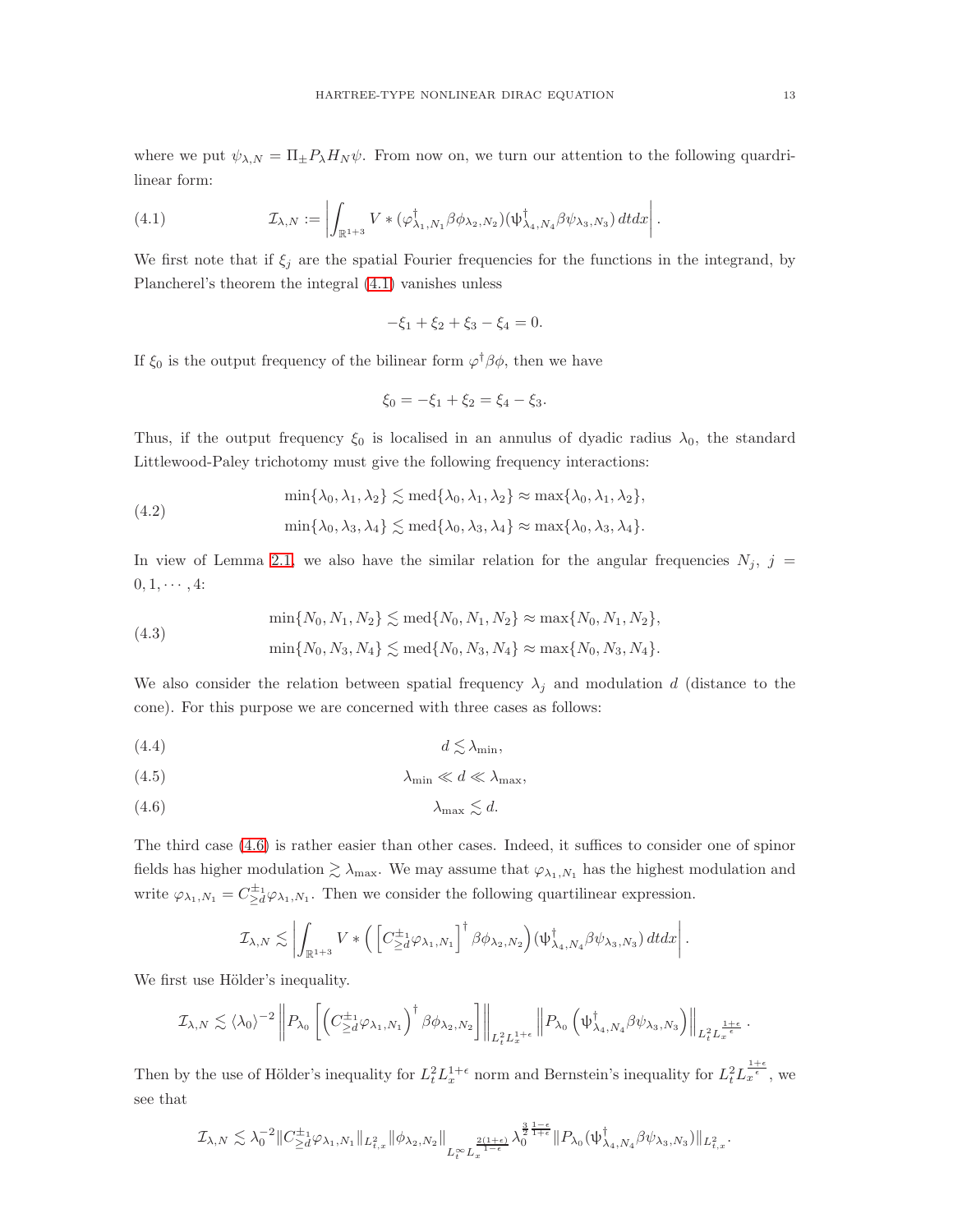where we put $\psi_{\lambda,N} = \Pi_\pm P_\lambda H_N \psi$. From now on, we turn our attention to the following quardrilinear form:

$$\mathcal{I}_{\lambda,N} := \left| \int_{\mathbb{R}^{1+3}} V * (\varphi^\dagger_{\lambda_1,N_1} \beta \phi_{\lambda_2,N_2})(\psi^\dagger_{\lambda_4,N_4} \beta \psi_{\lambda_3,N_3})\, dtdx \right|. \tag{4.1}$$

We first note that if $\xi_j$ are the spatial Fourier frequencies for the functions in the integrand, by Plancherel's theorem the integral (4.1) vanishes unless

$$-\xi_1 + \xi_2 + \xi_3 - \xi_4 = 0.$$

If $\xi_0$ is the output frequency of the bilinear form $\varphi^\dagger \beta \phi$, then we have

$$\xi_0 = -\xi_1 + \xi_2 = \xi_4 - \xi_3.$$

Thus, if the output frequency $\xi_0$ is localised in an annulus of dyadic radius $\lambda_0$, the standard Littlewood-Paley trichotomy must give the following frequency interactions:

$$\begin{aligned} &\min\{\lambda_0, \lambda_1, \lambda_2\} \lesssim \mathrm{med}\{\lambda_0, \lambda_1, \lambda_2\} \approx \max\{\lambda_0, \lambda_1, \lambda_2\}, \\ &\min\{\lambda_0, \lambda_3, \lambda_4\} \lesssim \mathrm{med}\{\lambda_0, \lambda_3, \lambda_4\} \approx \max\{\lambda_0, \lambda_3, \lambda_4\}. \end{aligned} \tag{4.2}$$

In view of Lemma 2.1, we also have the similar relation for the angular frequencies $N_j$, $j = 0, 1, \cdots, 4$:

$$\begin{aligned} &\min\{N_0, N_1, N_2\} \lesssim \mathrm{med}\{N_0, N_1, N_2\} \approx \max\{N_0, N_1, N_2\}, \\ &\min\{N_0, N_3, N_4\} \lesssim \mathrm{med}\{N_0, N_3, N_4\} \approx \max\{N_0, N_3, N_4\}. \end{aligned} \tag{4.3}$$

We also consider the relation between spatial frequency $\lambda_j$ and modulation $d$ (distance to the cone). For this purpose we are concerned with three cases as follows:

$$d \lesssim \lambda_{\min}, \tag{4.4}$$

$$\lambda_{\min} \ll d \ll \lambda_{\max}, \tag{4.5}$$

$$\lambda_{\max} \lesssim d. \tag{4.6}$$

The third case (4.6) is rather easier than other cases. Indeed, it suffices to consider one of spinor fields has higher modulation $\gtrsim \lambda_{\max}$. We may assume that $\varphi_{\lambda_1,N_1}$ has the highest modulation and write $\varphi_{\lambda_1,N_1} = C^{\pm_1}_{\geq d} \varphi_{\lambda_1,N_1}$. Then we consider the following quartilinear expression.

$$\mathcal{I}_{\lambda,N} \lesssim \left| \int_{\mathbb{R}^{1+3}} V * \left( \left[ C^{\pm_1}_{\geq d} \varphi_{\lambda_1,N_1} \right]^\dagger \beta \phi_{\lambda_2,N_2} \right) (\psi^\dagger_{\lambda_4,N_4} \beta \psi_{\lambda_3,N_3})\, dtdx \right|.$$

We first use Hölder's inequality.

$$\mathcal{I}_{\lambda,N} \lesssim \langle \lambda_0 \rangle^{-2} \left\| P_{\lambda_0} \left[ \left( C^{\pm_1}_{\geq d} \varphi_{\lambda_1,N_1} \right)^\dagger \beta \phi_{\lambda_2,N_2} \right] \right\|_{L^2_t L^{1+\epsilon}_x} \left\| P_{\lambda_0} \left( \psi^\dagger_{\lambda_4,N_4} \beta \psi_{\lambda_3,N_3} \right) \right\|_{L^2_t L^{\frac{1+\epsilon}{\epsilon}}_x}.$$

Then by the use of Hölder's inequality for $L^2_t L^{1+\epsilon}_x$ norm and Bernstein's inequality for $L^2_t L^{\frac{1+\epsilon}{\epsilon}}_x$, we see that

$$\mathcal{I}_{\lambda,N} \lesssim \lambda_0^{-2} \| C^{\pm_1}_{\geq d} \varphi_{\lambda_1,N_1} \|_{L^2_{t,x}} \| \phi_{\lambda_2,N_2} \|_{L^\infty_t L^{\frac{2(1+\epsilon)}{1-\epsilon}}_x} \lambda_0^{\frac{3}{2}\frac{1-\epsilon}{1+\epsilon}} \| P_{\lambda_0} (\psi^\dagger_{\lambda_4,N_4} \beta \psi_{\lambda_3,N_3}) \|_{L^2_{t,x}}.$$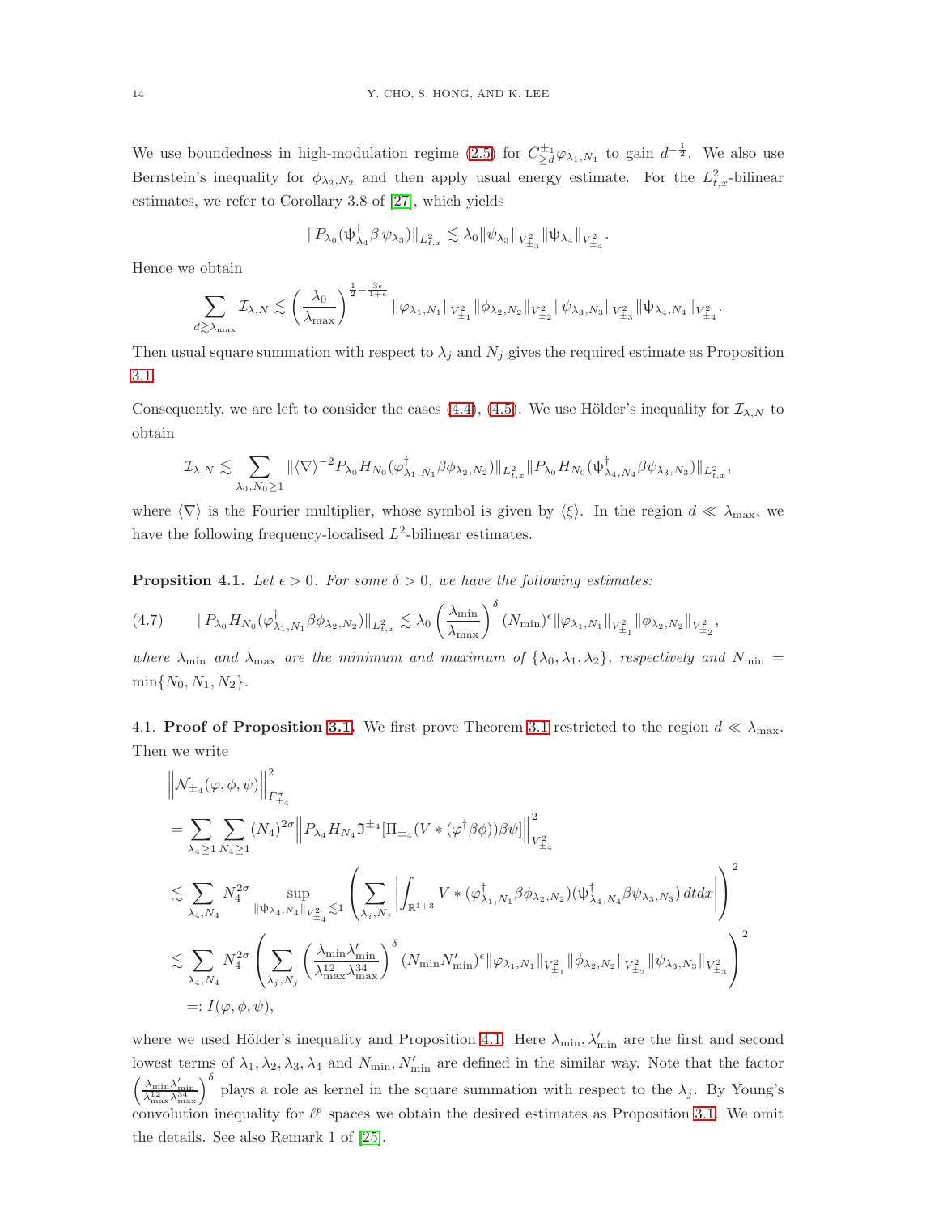We use boundedness in high-modulation regime (2.5) for $C^{\pm_1}_{\geq d}\varphi_{\lambda_1,N_1}$ to gain $d^{-\frac12}$. We also use Bernstein's inequality for $\phi_{\lambda_2,N_2}$ and then apply usual energy estimate. For the $L^2_{t,x}$-bilinear estimates, we refer to Corollary 3.8 of [27], which yields

$$\|P_{\lambda_0}(\psi^\dagger_{\lambda_4}\beta\,\psi_{\lambda_3})\|_{L^2_{t,x}} \lesssim \lambda_0\|\psi_{\lambda_3}\|_{V^2_{\pm_3}}\|\psi_{\lambda_4}\|_{V^2_{\pm_4}}.$$

Hence we obtain

$$\sum_{d\gtrsim\lambda_{\max}}\mathcal{I}_{\lambda,N} \lesssim \left(\frac{\lambda_0}{\lambda_{\max}}\right)^{\frac12-\frac{3\epsilon}{1+\epsilon}}\|\varphi_{\lambda_1,N_1}\|_{V^2_{\pm_1}}\|\phi_{\lambda_2,N_2}\|_{V^2_{\pm_2}}\|\psi_{\lambda_3,N_3}\|_{V^2_{\pm_3}}\|\psi_{\lambda_4,N_4}\|_{V^2_{\pm_4}}.$$

Then usual square summation with respect to $\lambda_j$ and $N_j$ gives the required estimate as Proposition 3.1.

Consequently, we are left to consider the cases (4.4), (4.5). We use Hölder's inequality for $\mathcal{I}_{\lambda,N}$ to obtain

$$\mathcal{I}_{\lambda,N} \lesssim \sum_{\lambda_0,N_0\geq1}\|\langle\nabla\rangle^{-2}P_{\lambda_0}H_{N_0}(\varphi^\dagger_{\lambda_1,N_1}\beta\phi_{\lambda_2,N_2})\|_{L^2_{t,x}}\|P_{\lambda_0}H_{N_0}(\psi^\dagger_{\lambda_4,N_4}\beta\psi_{\lambda_3,N_3})\|_{L^2_{t,x}},$$

where $\langle\nabla\rangle$ is the Fourier multiplier, whose symbol is given by $\langle\xi\rangle$. In the region $d\ll\lambda_{\max}$, we have the following frequency-localised $L^2$-bilinear estimates.

**Propisition 4.1.** *Let $\epsilon>0$. For some $\delta>0$, we have the following estimates:*

$$\|P_{\lambda_0}H_{N_0}(\varphi^\dagger_{\lambda_1,N_1}\beta\phi_{\lambda_2,N_2})\|_{L^2_{t,x}} \lesssim \lambda_0\left(\frac{\lambda_{\min}}{\lambda_{\max}}\right)^{\delta}(N_{\min})^{\epsilon}\|\varphi_{\lambda_1,N_1}\|_{V^2_{\pm_1}}\|\phi_{\lambda_2,N_2}\|_{V^2_{\pm_2}}, \tag{4.7}$$

*where $\lambda_{\min}$ and $\lambda_{\max}$ are the minimum and maximum of $\{\lambda_0,\lambda_1,\lambda_2\}$, respectively and $N_{\min} = \min\{N_0,N_1,N_2\}$.*

### 4.1. Proof of Proposition 3.1.

We first prove Theorem 3.1 restricted to the region $d\ll\lambda_{\max}$. Then we write

$$\begin{aligned}
&\Big\|\mathcal{N}_{\pm_4}(\varphi,\phi,\psi)\Big\|^2_{F^\sigma_{\pm_4}} \\
&= \sum_{\lambda_4\geq1}\sum_{N_4\geq1}(N_4)^{2\sigma}\Big\|P_{\lambda_4}H_{N_4}\mathfrak{I}^{\pm_4}[\Pi_{\pm_4}(V*(\varphi^\dagger\beta\phi))\beta\psi]\Big\|^2_{V^2_{\pm_4}} \\
&\lesssim \sum_{\lambda_4,N_4}N_4^{2\sigma}\sup_{\|\psi_{\lambda_4,N_4}\|_{V^2_{\pm_4}}\lesssim1}\left(\sum_{\lambda_j,N_j}\left|\int_{\mathbb{R}^{1+3}}V*(\varphi^\dagger_{\lambda_1,N_1}\beta\phi_{\lambda_2,N_2})(\psi^\dagger_{\lambda_4,N_4}\beta\psi_{\lambda_3,N_3})\,dtdx\right|\right)^2 \\
&\lesssim \sum_{\lambda_4,N_4}N_4^{2\sigma}\left(\sum_{\lambda_j,N_j}\left(\frac{\lambda_{\min}\lambda'_{\min}}{\lambda^{12}_{\max}\lambda^{34}_{\max}}\right)^{\delta}(N_{\min}N'_{\min})^{\epsilon}\|\varphi_{\lambda_1,N_1}\|_{V^2_{\pm_1}}\|\phi_{\lambda_2,N_2}\|_{V^2_{\pm_2}}\|\psi_{\lambda_3,N_3}\|_{V^2_{\pm_3}}\right)^2 \\
&=: I(\varphi,\phi,\psi),
\end{aligned}$$

where we used Hölder's inequality and Proposition 4.1. Here $\lambda_{\min},\lambda'_{\min}$ are the first and second lowest terms of $\lambda_1,\lambda_2,\lambda_3,\lambda_4$ and $N_{\min},N'_{\min}$ are defined in the similar way. Note that the factor $\left(\frac{\lambda_{\min}\lambda'_{\min}}{\lambda^{12}_{\max}\lambda^{34}_{\max}}\right)^{\delta}$ plays a role as kernel in the square summation with respect to the $\lambda_j$. By Young's convolution inequality for $\ell^p$ spaces we obtain the desired estimates as Proposition 3.1. We omit the details. See also Remark 1 of [25].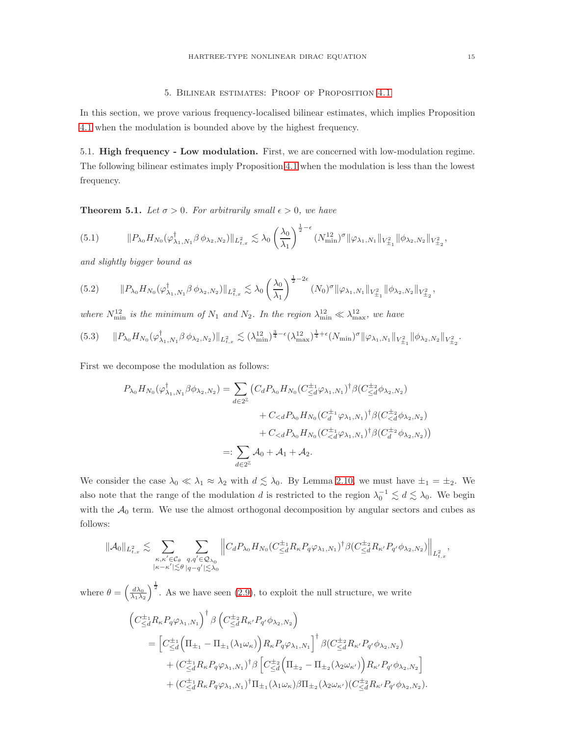## 5. Bilinear estimates: Proof of Proposition 4.1

In this section, we prove various frequency-localised bilinear estimates, which implies Proposition 4.1 when the modulation is bounded above by the highest frequency.

### 5.1. High frequency - Low modulation.

First, we are concerned with low-modulation regime. The following bilinear estimates imply Proposition 4.1 when the modulation is less than the lowest frequency.

**Theorem 5.1.** *Let $\sigma > 0$. For arbitrarily small $\epsilon > 0$, we have*

$$\|P_{\lambda_0} H_{N_0}(\varphi^\dagger_{\lambda_1,N_1}\beta\,\phi_{\lambda_2,N_2})\|_{L^2_{t,x}} \lesssim \lambda_0 \left(\frac{\lambda_0}{\lambda_1}\right)^{\frac12-\epsilon} (N^{12}_{\min})^\sigma \|\varphi_{\lambda_1,N_1}\|_{V^2_{\pm_1}} \|\phi_{\lambda_2,N_2}\|_{V^2_{\pm_2}}, \tag{5.1}$$

*and slightly bigger bound as*

$$\|P_{\lambda_0} H_{N_0}(\varphi^\dagger_{\lambda_1,N_1}\beta\,\phi_{\lambda_2,N_2})\|_{L^2_{t,x}} \lesssim \lambda_0 \left(\frac{\lambda_0}{\lambda_1}\right)^{\frac12-2\epsilon} (N_0)^\sigma \|\varphi_{\lambda_1,N_1}\|_{V^2_{\pm_1}} \|\phi_{\lambda_2,N_2}\|_{V^2_{\pm_2}}, \tag{5.2}$$

*where $N^{12}_{\min}$ is the minimum of $N_1$ and $N_2$. In the region $\lambda^{12}_{\min} \ll \lambda^{12}_{\max}$, we have*

$$\|P_{\lambda_0} H_{N_0}(\varphi^\dagger_{\lambda_1,N_1}\beta\,\phi_{\lambda_2,N_2})\|_{L^2_{t,x}} \lesssim (\lambda^{12}_{\min})^{\frac34-\epsilon}(\lambda^{12}_{\max})^{\frac14+\epsilon}(N_{\min})^\sigma \|\varphi_{\lambda_1,N_1}\|_{V^2_{\pm_1}} \|\phi_{\lambda_2,N_2}\|_{V^2_{\pm_2}}. \tag{5.3}$$

First we decompose the modulation as follows:

$$\begin{aligned}
P_{\lambda_0} H_{N_0}(\varphi^\dagger_{\lambda_1,N_1}\beta\phi_{\lambda_2,N_2}) = \sum_{d\in 2^{\mathbb Z}} \big( & C_d P_{\lambda_0} H_{N_0}(C^{\pm_1}_{\le d}\varphi_{\lambda_1,N_1})^\dagger \beta (C^{\pm_2}_{\le d}\phi_{\lambda_2,N_2}) \\
& + C_{<d} P_{\lambda_0} H_{N_0}(C^{\pm_1}_{d}\varphi_{\lambda_1,N_1})^\dagger \beta (C^{\pm_2}_{< d}\phi_{\lambda_2,N_2}) \\
& + C_{<d} P_{\lambda_0} H_{N_0}(C^{\pm_1}_{< d}\varphi_{\lambda_1,N_1})^\dagger \beta (C^{\pm_2}_{d}\phi_{\lambda_2,N_2}) \big) \\
=: \sum_{d\in 2^{\mathbb Z}} \mathcal A_0 + \mathcal A_1 + \mathcal A_2. &
\end{aligned}$$

We consider the case $\lambda_0 \ll \lambda_1 \approx \lambda_2$ with $d \lesssim \lambda_0$. By Lemma 2.10, we must have $\pm_1 = \pm_2$. We also note that the range of the modulation $d$ is restricted to the region $\lambda_0^{-1} \lesssim d \lesssim \lambda_0$. We begin with the $\mathcal A_0$ term. We use the almost orthogonal decomposition by angular sectors and cubes as follows:

$$\|\mathcal A_0\|_{L^2_{t,x}} \lesssim \sum_{\substack{\kappa,\kappa'\in\mathcal C_\theta \\ |\kappa-\kappa'|\lesssim\theta}} \sum_{\substack{q,q'\in\mathcal Q_{\lambda_0} \\ |q-q'|\lesssim\lambda_0}} \left\| C_d P_{\lambda_0} H_{N_0}(C^{\pm_1}_{\le d} R_\kappa P_q \varphi_{\lambda_1,N_1})^\dagger \beta (C^{\pm_2}_{\le d} R_{\kappa'} P_{q'} \phi_{\lambda_2,N_2}) \right\|_{L^2_{t,x}},$$

where $\theta = \left(\frac{d\lambda_0}{\lambda_1\lambda_2}\right)^{\frac12}$. As we have seen (2.9), to exploit the null structure, we write

$$\begin{aligned}
&\left(C^{\pm_1}_{\le d} R_\kappa P_q \varphi_{\lambda_1,N_1}\right)^\dagger \beta \left(C^{\pm_2}_{\le d} R_{\kappa'} P_{q'} \phi_{\lambda_2,N_2}\right) \\
&= \left[ C^{\pm_1}_{\le d}\Big(\Pi_{\pm_1} - \Pi_{\pm_1}(\lambda_1\omega_\kappa)\Big) R_\kappa P_q \varphi_{\lambda_1,N_1}\right]^\dagger \beta (C^{\pm_2}_{\le d} R_{\kappa'} P_{q'} \phi_{\lambda_2,N_2}) \\
&\quad + (C^{\pm_1}_{\le d} R_\kappa P_q \varphi_{\lambda_1,N_1})^\dagger \beta \left[ C^{\pm_2}_{\le d}\Big(\Pi_{\pm_2} - \Pi_{\pm_2}(\lambda_2\omega_{\kappa'})\Big) R_{\kappa'} P_{q'} \phi_{\lambda_2,N_2}\right] \\
&\quad + (C^{\pm_1}_{\le d} R_\kappa P_q \varphi_{\lambda_1,N_1})^\dagger \Pi_{\pm_1}(\lambda_1\omega_\kappa)\beta\Pi_{\pm_2}(\lambda_2\omega_{\kappa'}) (C^{\pm_2}_{\le d} R_{\kappa'} P_{q'} \phi_{\lambda_2,N_2}).
\end{aligned}$$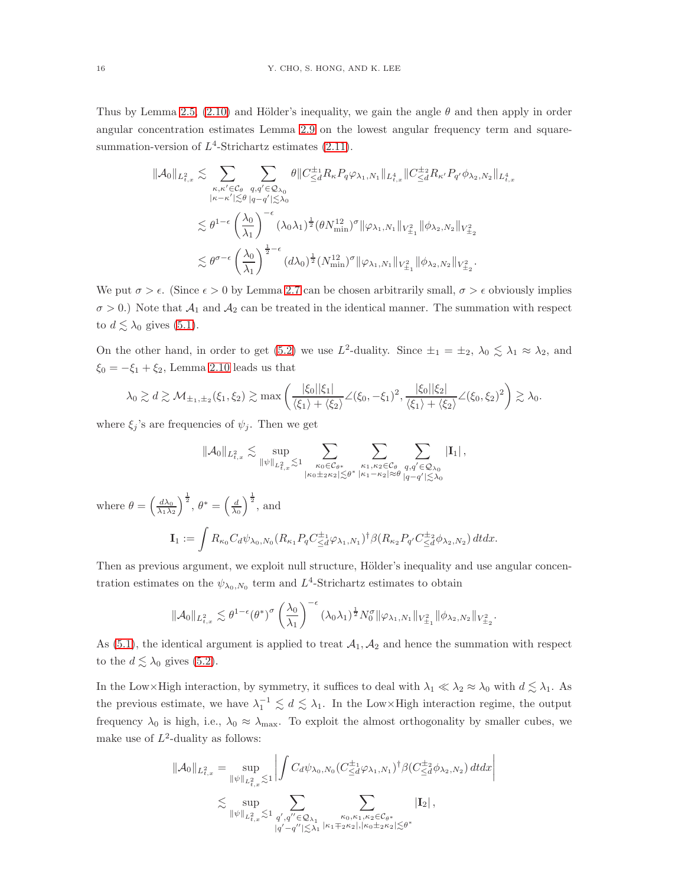Thus by Lemma 2.5, (2.10) and Hölder's inequality, we gain the angle $\theta$ and then apply in order angular concentration estimates Lemma 2.9 on the lowest angular frequency term and square-summation-version of $L^4$-Strichartz estimates (2.11).

$$
\begin{aligned}
\|\mathcal{A}_0\|_{L^2_{t,x}} &\lesssim \sum_{\substack{\kappa,\kappa'\in\mathcal{C}_\theta\\ |\kappa-\kappa'|\lesssim\theta}} \sum_{\substack{q,q'\in\mathcal{Q}_{\lambda_0}\\ |q-q'|\lesssim\lambda_0}} \theta\|C^{\pm_1}_{\le d}R_\kappa P_q\varphi_{\lambda_1,N_1}\|_{L^4_{t,x}}\|C^{\pm_2}_{\le d}R_{\kappa'}P_{q'}\phi_{\lambda_2,N_2}\|_{L^4_{t,x}}\\
&\lesssim \theta^{1-\epsilon}\left(\frac{\lambda_0}{\lambda_1}\right)^{-\epsilon}(\lambda_0\lambda_1)^{\frac12}(\theta N^{12}_{\min})^\sigma\|\varphi_{\lambda_1,N_1}\|_{V^2_{\pm_1}}\|\phi_{\lambda_2,N_2}\|_{V^2_{\pm_2}}\\
&\lesssim \theta^{\sigma-\epsilon}\left(\frac{\lambda_0}{\lambda_1}\right)^{\frac12-\epsilon}(d\lambda_0)^{\frac12}(N^{12}_{\min})^\sigma\|\varphi_{\lambda_1,N_1}\|_{V^2_{\pm_1}}\|\phi_{\lambda_2,N_2}\|_{V^2_{\pm_2}}.
\end{aligned}
$$

We put $\sigma>\epsilon$. (Since $\epsilon>0$ by Lemma 2.7 can be chosen arbitrarily small, $\sigma>\epsilon$ obviously implies $\sigma>0$.) Note that $\mathcal{A}_1$ and $\mathcal{A}_2$ can be treated in the identical manner. The summation with respect to $d\lesssim\lambda_0$ gives (5.1).

On the other hand, in order to get (5.2) we use $L^2$-duality. Since $\pm_1=\pm_2$, $\lambda_0\lesssim\lambda_1\approx\lambda_2$, and $\xi_0=-\xi_1+\xi_2$, Lemma 2.10 leads us that

$$
\lambda_0\gtrsim d\gtrsim\mathcal{M}_{\pm_1,\pm_2}(\xi_1,\xi_2)\gtrsim\max\left(\frac{|\xi_0||\xi_1|}{\langle\xi_1\rangle+\langle\xi_2\rangle}\angle(\xi_0,-\xi_1)^2,\frac{|\xi_0||\xi_2|}{\langle\xi_1\rangle+\langle\xi_2\rangle}\angle(\xi_0,\xi_2)^2\right)\gtrsim\lambda_0.
$$

where $\xi_j$'s are frequencies of $\psi_j$. Then we get

$$
\|\mathcal{A}_0\|_{L^2_{t,x}}\lesssim\sup_{\|\psi\|_{L^2_{t,x}}\lesssim1}\sum_{\substack{\kappa_0\in\mathcal{C}_{\theta^*}\\ |\kappa_0\pm_2\kappa_2|\lesssim\theta^*}}\sum_{\substack{\kappa_1,\kappa_2\in\mathcal{C}_\theta\\ |\kappa_1-\kappa_2|\approx\theta}}\sum_{\substack{q,q'\in\mathcal{Q}_{\lambda_0}\\ |q-q'|\lesssim\lambda_0}}|\mathbf{I}_1|,
$$

where $\theta=\left(\frac{d\lambda_0}{\lambda_1\lambda_2}\right)^{\frac12}$, $\theta^*=\left(\frac{d}{\lambda_0}\right)^{\frac12}$, and

$$
\mathbf{I}_1:=\int R_{\kappa_0}C_d\psi_{\lambda_0,N_0}(R_{\kappa_1}P_qC^{\pm_1}_{\le d}\varphi_{\lambda_1,N_1})^\dagger\beta(R_{\kappa_2}P_{q'}C^{\pm_2}_{\le d}\phi_{\lambda_2,N_2})\,dtdx.
$$

Then as previous argument, we exploit null structure, Hölder's inequality and use angular concentration estimates on the $\psi_{\lambda_0,N_0}$ term and $L^4$-Strichartz estimates to obtain

$$
\|\mathcal{A}_0\|_{L^2_{t,x}}\lesssim\theta^{1-\epsilon}(\theta^*)^\sigma\left(\frac{\lambda_0}{\lambda_1}\right)^{-\epsilon}(\lambda_0\lambda_1)^{\frac12}N_0^\sigma\|\varphi_{\lambda_1,N_1}\|_{V^2_{\pm_1}}\|\phi_{\lambda_2,N_2}\|_{V^2_{\pm_2}}.
$$

As (5.1), the identical argument is applied to treat $\mathcal{A}_1,\mathcal{A}_2$ and hence the summation with respect to the $d\lesssim\lambda_0$ gives (5.2).

In the Low×High interaction, by symmetry, it suffices to deal with $\lambda_1\ll\lambda_2\approx\lambda_0$ with $d\lesssim\lambda_1$. As the previous estimate, we have $\lambda_1^{-1}\lesssim d\lesssim\lambda_1$. In the Low×High interaction regime, the output frequency $\lambda_0$ is high, i.e., $\lambda_0\approx\lambda_{\max}$. To exploit the almost orthogonality by smaller cubes, we make use of $L^2$-duality as follows:

$$
\begin{aligned}
\|\mathcal{A}_0\|_{L^2_{t,x}}&=\sup_{\|\psi\|_{L^2_{t,x}}\lesssim1}\left|\int C_d\psi_{\lambda_0,N_0}(C^{\pm_1}_{\le d}\varphi_{\lambda_1,N_1})^\dagger\beta(C^{\pm_2}_{\le d}\phi_{\lambda_2,N_2})\,dtdx\right|\\
&\lesssim\sup_{\|\psi\|_{L^2_{t,x}}\lesssim1}\sum_{\substack{q',q''\in\mathcal{Q}_{\lambda_1}\\ |q'-q''|\lesssim\lambda_1}}\sum_{\substack{\kappa_0,\kappa_1,\kappa_2\in\mathcal{C}_{\theta^*}\\ |\kappa_1\mp_2\kappa_2|,|\kappa_0\pm_2\kappa_2|\lesssim\theta^*}}|\mathbf{I}_2|,
\end{aligned}
$$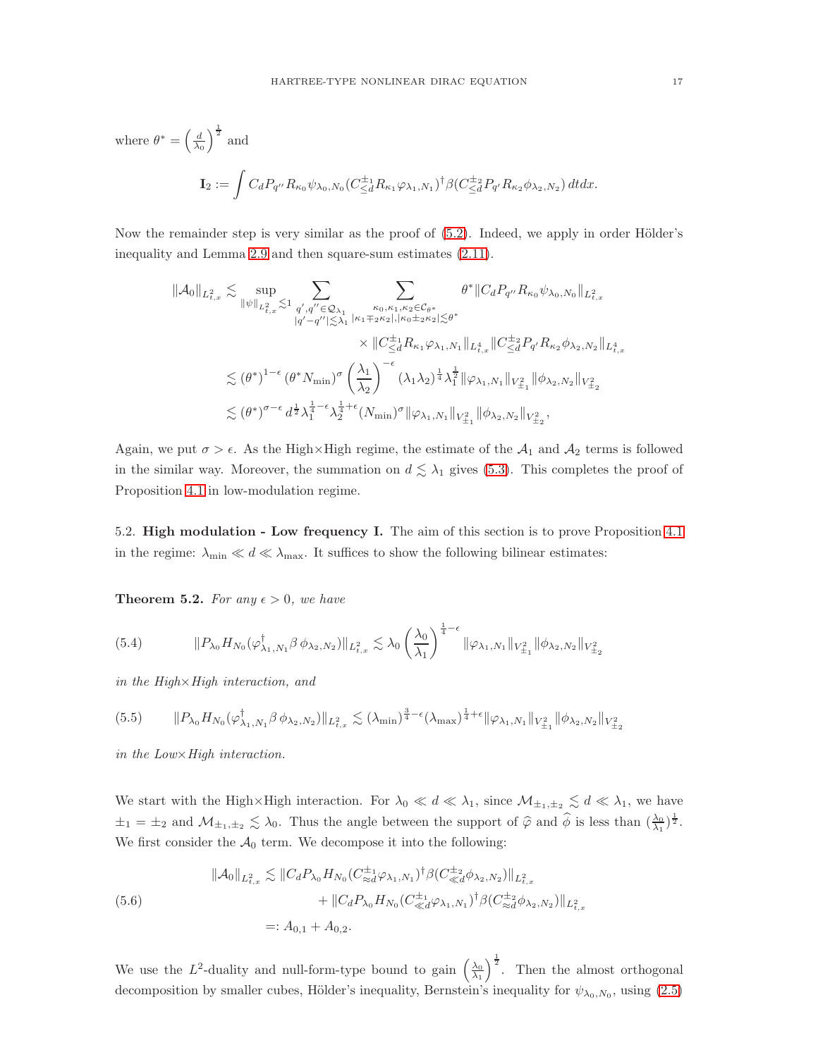where $\theta^* = \left(\frac{d}{\lambda_0}\right)^{\frac{1}{2}}$ and

$$\mathbf{I}_2 := \int C_d P_{q''} R_{\kappa_0} \psi_{\lambda_0,N_0} (C^{\pm_1}_{\le d} R_{\kappa_1} \varphi_{\lambda_1,N_1})^\dagger \beta (C^{\pm_2}_{\le d} P_{q'} R_{\kappa_2} \phi_{\lambda_2,N_2})\, dtdx.$$

Now the remainder step is very similar as the proof of (5.2). Indeed, we apply in order Hölder's inequality and Lemma 2.9 and then square-sum estimates (2.11).

$$\begin{aligned}
\|\mathcal{A}_0\|_{L^2_{t,x}} &\lesssim \sup_{\|\psi\|_{L^2_{t,x}}\lesssim 1} \sum_{\substack{q',q''\in\mathcal{Q}_{\lambda_1}\\ |q'-q''|\lesssim\lambda_1}} \sum_{\substack{\kappa_0,\kappa_1,\kappa_2\in\mathcal{C}_{\theta^*}\\ |\kappa_1\mp_2\kappa_2|,|\kappa_0\pm_2\kappa_2|\lesssim\theta^*}} \theta^* \|C_d P_{q''} R_{\kappa_0}\psi_{\lambda_0,N_0}\|_{L^2_{t,x}} \\
&\qquad\qquad\qquad\qquad\qquad \times \|C^{\pm_1}_{\le d} R_{\kappa_1}\varphi_{\lambda_1,N_1}\|_{L^4_{t,x}} \|C^{\pm_2}_{\le d} P_{q'} R_{\kappa_2}\phi_{\lambda_2,N_2}\|_{L^4_{t,x}} \\
&\lesssim (\theta^*)^{1-\epsilon} (\theta^* N_{\min})^\sigma \left(\frac{\lambda_1}{\lambda_2}\right)^{-\epsilon} (\lambda_1\lambda_2)^{\frac14} \lambda_1^{\frac12} \|\varphi_{\lambda_1,N_1}\|_{V^2_{\pm_1}} \|\phi_{\lambda_2,N_2}\|_{V^2_{\pm_2}} \\
&\lesssim (\theta^*)^{\sigma-\epsilon} d^{\frac12} \lambda_1^{\frac14-\epsilon} \lambda_2^{\frac14+\epsilon} (N_{\min})^\sigma \|\varphi_{\lambda_1,N_1}\|_{V^2_{\pm_1}} \|\phi_{\lambda_2,N_2}\|_{V^2_{\pm_2}},
\end{aligned}$$

Again, we put $\sigma > \epsilon$. As the High×High regime, the estimate of the $\mathcal{A}_1$ and $\mathcal{A}_2$ terms is followed in the similar way. Moreover, the summation on $d \lesssim \lambda_1$ gives (5.3). This completes the proof of Proposition 4.1 in low-modulation regime.

### 5.2. High modulation - Low frequency I.

The aim of this section is to prove Proposition 4.1 in the regime: $\lambda_{\min} \ll d \ll \lambda_{\max}$. It suffices to show the following bilinear estimates:

**Theorem 5.2.** *For any $\epsilon > 0$, we have*

$$\|P_{\lambda_0} H_{N_0}(\varphi^\dagger_{\lambda_1,N_1}\beta\,\phi_{\lambda_2,N_2})\|_{L^2_{t,x}} \lesssim \lambda_0 \left(\frac{\lambda_0}{\lambda_1}\right)^{\frac14-\epsilon} \|\varphi_{\lambda_1,N_1}\|_{V^2_{\pm_1}} \|\phi_{\lambda_2,N_2}\|_{V^2_{\pm_2}} \tag{5.4}$$

*in the High×High interaction, and*

$$\|P_{\lambda_0} H_{N_0}(\varphi^\dagger_{\lambda_1,N_1}\beta\,\phi_{\lambda_2,N_2})\|_{L^2_{t,x}} \lesssim (\lambda_{\min})^{\frac34-\epsilon} (\lambda_{\max})^{\frac14+\epsilon} \|\varphi_{\lambda_1,N_1}\|_{V^2_{\pm_1}} \|\phi_{\lambda_2,N_2}\|_{V^2_{\pm_2}} \tag{5.5}$$

*in the Low×High interaction.*

We start with the High×High interaction. For $\lambda_0 \ll d \ll \lambda_1$, since $\mathcal{M}_{\pm_1,\pm_2} \lesssim d \ll \lambda_1$, we have $\pm_1 = \pm_2$ and $\mathcal{M}_{\pm_1,\pm_2} \lesssim \lambda_0$. Thus the angle between the support of $\widehat{\varphi}$ and $\widehat{\phi}$ is less than $(\frac{\lambda_0}{\lambda_1})^{\frac12}$. We first consider the $\mathcal{A}_0$ term. We decompose it into the following:

$$\begin{aligned}
\|\mathcal{A}_0\|_{L^2_{t,x}} &\lesssim \|C_d P_{\lambda_0} H_{N_0} (C^{\pm_1}_{\approx d}\varphi_{\lambda_1,N_1})^\dagger \beta (C^{\pm_2}_{\ll d}\phi_{\lambda_2,N_2})\|_{L^2_{t,x}} \\
&\quad + \|C_d P_{\lambda_0} H_{N_0} (C^{\pm_1}_{\ll d}\varphi_{\lambda_1,N_1})^\dagger \beta (C^{\pm_2}_{\approx d}\phi_{\lambda_2,N_2})\|_{L^2_{t,x}} \\
&=: A_{0,1} + A_{0,2}.
\end{aligned} \tag{5.6}$$

We use the $L^2$-duality and null-form-type bound to gain $\left(\frac{\lambda_0}{\lambda_1}\right)^{\frac12}$. Then the almost orthogonal decomposition by smaller cubes, Hölder's inequality, Bernstein's inequality for $\psi_{\lambda_0,N_0}$, using (2.5)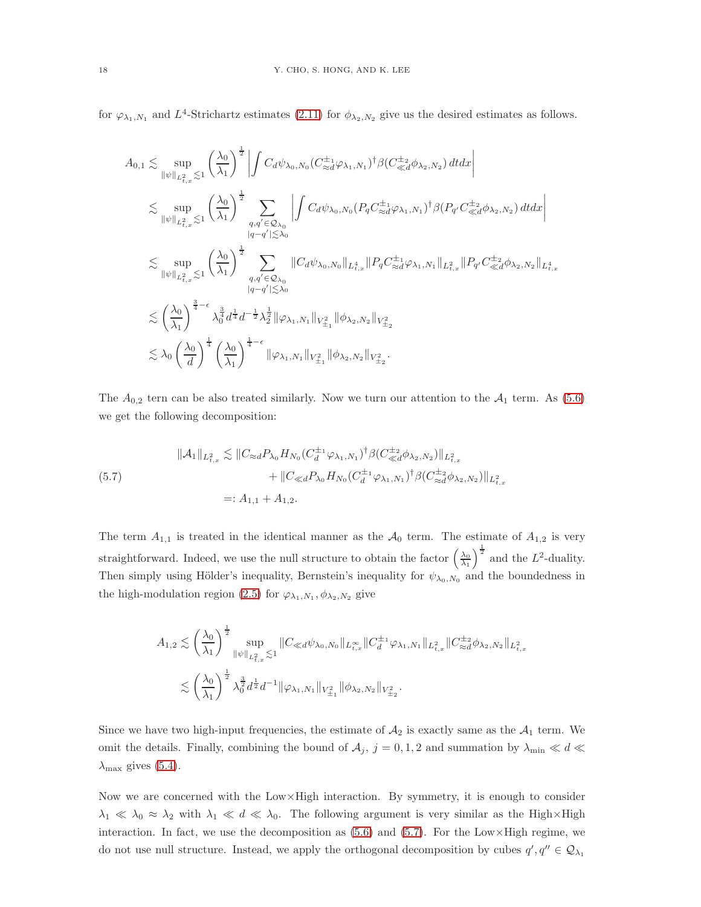for $\varphi_{\lambda_1,N_1}$ and $L^4$-Strichartz estimates (2.11) for $\phi_{\lambda_2,N_2}$ give us the desired estimates as follows.

$$
\begin{aligned}
A_{0,1} &\lesssim \sup_{\|\psi\|_{L^2_{t,x}}\lesssim 1} \left(\frac{\lambda_0}{\lambda_1}\right)^{\frac12} \left| \int C_d \psi_{\lambda_0,N_0} (C^{\pm_1}_{\approx d}\varphi_{\lambda_1,N_1})^\dagger \beta (C^{\pm_2}_{\ll d}\phi_{\lambda_2,N_2})\, dtdx \right| \\
&\lesssim \sup_{\|\psi\|_{L^2_{t,x}}\lesssim 1} \left(\frac{\lambda_0}{\lambda_1}\right)^{\frac12} \sum_{\substack{q,q'\in\mathcal{Q}_{\lambda_0}\\ |q-q'|\lesssim\lambda_0}} \left| \int C_d \psi_{\lambda_0,N_0} (P_q C^{\pm_1}_{\approx d}\varphi_{\lambda_1,N_1})^\dagger \beta (P_{q'} C^{\pm_2}_{\ll d}\phi_{\lambda_2,N_2})\, dtdx \right| \\
&\lesssim \sup_{\|\psi\|_{L^2_{t,x}}\lesssim 1} \left(\frac{\lambda_0}{\lambda_1}\right)^{\frac12} \sum_{\substack{q,q'\in\mathcal{Q}_{\lambda_0}\\ |q-q'|\lesssim\lambda_0}} \|C_d\psi_{\lambda_0,N_0}\|_{L^4_{t,x}} \|P_q C^{\pm_1}_{\approx d}\varphi_{\lambda_1,N_1}\|_{L^2_{t,x}} \|P_{q'} C^{\pm_2}_{\ll d}\phi_{\lambda_2,N_2}\|_{L^4_{t,x}} \\
&\lesssim \left(\frac{\lambda_0}{\lambda_1}\right)^{\frac34-\epsilon} \lambda_0^{\frac34} d^{\frac14} d^{-\frac12} \lambda_2^{\frac12} \|\varphi_{\lambda_1,N_1}\|_{V^2_{\pm_1}} \|\phi_{\lambda_2,N_2}\|_{V^2_{\pm_2}} \\
&\lesssim \lambda_0 \left(\frac{\lambda_0}{d}\right)^{\frac14} \left(\frac{\lambda_0}{\lambda_1}\right)^{\frac14-\epsilon} \|\varphi_{\lambda_1,N_1}\|_{V^2_{\pm_1}} \|\phi_{\lambda_2,N_2}\|_{V^2_{\pm_2}}.
\end{aligned}
$$

The $A_{0,2}$ tern can be also treated similarly. Now we turn our attention to the $\mathcal{A}_1$ term. As (5.6) we get the following decomposition:

$$
\begin{aligned}
\|\mathcal{A}_1\|_{L^2_{t,x}} &\lesssim \|C_{\approx d} P_{\lambda_0} H_{N_0} (C^{\pm_1}_d \varphi_{\lambda_1,N_1})^\dagger \beta (C^{\pm_2}_{\ll d}\phi_{\lambda_2,N_2})\|_{L^2_{t,x}} \\
&\qquad + \|C_{\ll d} P_{\lambda_0} H_{N_0} (C^{\pm_1}_d \varphi_{\lambda_1,N_1})^\dagger \beta (C^{\pm_2}_{\approx d}\phi_{\lambda_2,N_2})\|_{L^2_{t,x}} \\
&=: A_{1,1} + A_{1,2}.
\end{aligned}
\tag{5.7}
$$

The term $A_{1,1}$ is treated in the identical manner as the $\mathcal{A}_0$ term. The estimate of $A_{1,2}$ is very straightforward. Indeed, we use the null structure to obtain the factor $\left(\frac{\lambda_0}{\lambda_1}\right)^{\frac12}$ and the $L^2$-duality. Then simply using Hölder's inequality, Bernstein's inequality for $\psi_{\lambda_0,N_0}$ and the boundedness in the high-modulation region (2.5) for $\varphi_{\lambda_1,N_1}, \phi_{\lambda_2,N_2}$ give

$$
\begin{aligned}
A_{1,2} &\lesssim \left(\frac{\lambda_0}{\lambda_1}\right)^{\frac12} \sup_{\|\psi\|_{L^2_{t,x}}\lesssim 1} \|C_{\ll d}\psi_{\lambda_0,N_0}\|_{L^\infty_{t,x}} \|C^{\pm_1}_d \varphi_{\lambda_1,N_1}\|_{L^2_{t,x}} \|C^{\pm_2}_{\approx d}\phi_{\lambda_2,N_2}\|_{L^2_{t,x}} \\
&\lesssim \left(\frac{\lambda_0}{\lambda_1}\right)^{\frac12} \lambda_0^{\frac32} d^{\frac12} d^{-1} \|\varphi_{\lambda_1,N_1}\|_{V^2_{\pm_1}} \|\phi_{\lambda_2,N_2}\|_{V^2_{\pm_2}}.
\end{aligned}
$$

Since we have two high-input frequencies, the estimate of $\mathcal{A}_2$ is exactly same as the $\mathcal{A}_1$ term. We omit the details. Finally, combining the bound of $\mathcal{A}_j$, $j=0,1,2$ and summation by $\lambda_{\min} \ll d \ll \lambda_{\max}$ gives (5.4).

Now we are concerned with the Low×High interaction. By symmetry, it is enough to consider $\lambda_1 \ll \lambda_0 \approx \lambda_2$ with $\lambda_1 \ll d \ll \lambda_0$. The following argument is very similar as the High×High interaction. In fact, we use the decomposition as (5.6) and (5.7). For the Low×High regime, we do not use null structure. Instead, we apply the orthogonal decomposition by cubes $q', q'' \in \mathcal{Q}_{\lambda_1}$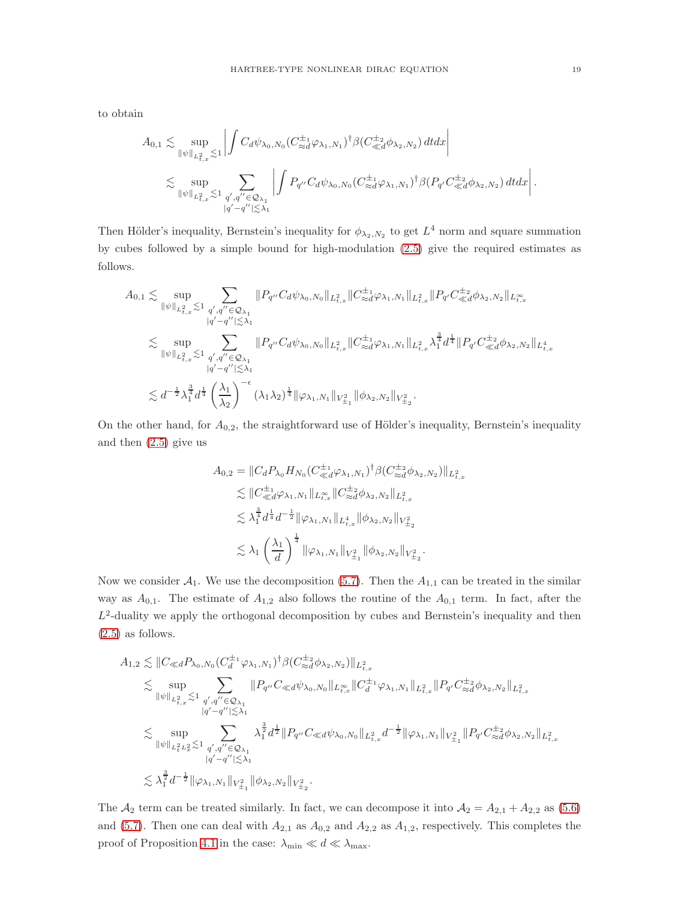to obtain

$$
\begin{aligned}
A_{0,1} &\lesssim \sup_{\|\psi\|_{L^2_{t,x}}\lesssim 1} \left| \int C_d \psi_{\lambda_0,N_0} (C^{\pm_1}_{\approx d}\varphi_{\lambda_1,N_1})^\dagger \beta (C^{\pm_2}_{\ll d}\phi_{\lambda_2,N_2})\, dtdx \right| \\
&\lesssim \sup_{\|\psi\|_{L^2_{t,x}}\lesssim 1} \sum_{\substack{q',q''\in\mathcal{Q}_{\lambda_1} \\ |q'-q''|\lesssim \lambda_1}} \left| \int P_{q''} C_d \psi_{\lambda_0,N_0} (C^{\pm_1}_{\approx d}\varphi_{\lambda_1,N_1})^\dagger \beta (P_{q'} C^{\pm_2}_{\ll d}\phi_{\lambda_2,N_2})\, dtdx \right|.
\end{aligned}
$$

Then Hölder's inequality, Bernstein's inequality for $\phi_{\lambda_2,N_2}$ to get $L^4$ norm and square summation by cubes followed by a simple bound for high-modulation (2.5) give the required estimates as follows.

$$
\begin{aligned}
A_{0,1} &\lesssim \sup_{\|\psi\|_{L^2_{t,x}}\lesssim 1} \sum_{\substack{q',q''\in\mathcal{Q}_{\lambda_1} \\ |q'-q''|\lesssim \lambda_1}} \|P_{q''}C_d\psi_{\lambda_0,N_0}\|_{L^2_{t,x}} \|C^{\pm_1}_{\approx d}\varphi_{\lambda_1,N_1}\|_{L^2_{t,x}} \|P_{q'}C^{\pm_2}_{\ll d}\phi_{\lambda_2,N_2}\|_{L^\infty_{t,x}} \\
&\lesssim \sup_{\|\psi\|_{L^2_{t,x}}\lesssim 1} \sum_{\substack{q',q''\in\mathcal{Q}_{\lambda_1} \\ |q'-q''|\lesssim \lambda_1}} \|P_{q''}C_d\psi_{\lambda_0,N_0}\|_{L^2_{t,x}} \|C^{\pm_1}_{\approx d}\varphi_{\lambda_1,N_1}\|_{L^2_{t,x}} \lambda_1^{\frac34} d^{\frac14} \|P_{q'}C^{\pm_2}_{\ll d}\phi_{\lambda_2,N_2}\|_{L^4_{t,x}} \\
&\lesssim d^{-\frac12}\lambda_1^{\frac34} d^{\frac14} \left(\frac{\lambda_1}{\lambda_2}\right)^{-\epsilon} (\lambda_1\lambda_2)^{\frac14} \|\varphi_{\lambda_1,N_1}\|_{V^2_{\pm_1}} \|\phi_{\lambda_2,N_2}\|_{V^2_{\pm_2}}.
\end{aligned}
$$

On the other hand, for $A_{0,2}$, the straightforward use of Hölder's inequality, Bernstein's inequality and then (2.5) give us

$$
\begin{aligned}
A_{0,2} &= \|C_dP_{\lambda_0}H_{N_0}(C^{\pm_1}_{\ll d}\varphi_{\lambda_1,N_1})^\dagger \beta (C^{\pm_2}_{\approx d}\phi_{\lambda_2,N_2})\|_{L^2_{t,x}} \\
&\lesssim \|C^{\pm_1}_{\ll d}\varphi_{\lambda_1,N_1}\|_{L^\infty_{t,x}} \|C^{\pm_2}_{\approx d}\phi_{\lambda_2,N_2}\|_{L^2_{t,x}} \\
&\lesssim \lambda_1^{\frac34} d^{\frac14} d^{-\frac12} \|\varphi_{\lambda_1,N_1}\|_{L^4_{t,x}} \|\phi_{\lambda_2,N_2}\|_{V^2_{\pm_2}} \\
&\lesssim \lambda_1 \left(\frac{\lambda_1}{d}\right)^{\frac14} \|\varphi_{\lambda_1,N_1}\|_{V^2_{\pm_1}} \|\phi_{\lambda_2,N_2}\|_{V^2_{\pm_2}}.
\end{aligned}
$$

Now we consider $\mathcal{A}_1$. We use the decomposition (5.7). Then the $A_{1,1}$ can be treated in the similar way as $A_{0,1}$. The estimate of $A_{1,2}$ also follows the routine of the $A_{0,1}$ term. In fact, after the $L^2$-duality we apply the orthogonal decomposition by cubes and Bernstein's inequality and then (2.5) as follows.

$$
\begin{aligned}
A_{1,2} &\lesssim \|C_{\ll d}P_{\lambda_0,N_0}(C^{\pm_1}_{d}\varphi_{\lambda_1,N_1})^\dagger \beta (C^{\pm_2}_{\approx d}\phi_{\lambda_2,N_2})\|_{L^2_{t,x}} \\
&\lesssim \sup_{\|\psi\|_{L^2_{t,x}}\lesssim 1} \sum_{\substack{q',q''\in\mathcal{Q}_{\lambda_1} \\ |q'-q''|\lesssim \lambda_1}} \|P_{q''}C_{\ll d}\psi_{\lambda_0,N_0}\|_{L^\infty_{t,x}} \|C^{\pm_1}_{d}\varphi_{\lambda_1,N_1}\|_{L^2_{t,x}} \|P_{q'}C^{\pm_2}_{\approx d}\phi_{\lambda_2,N_2}\|_{L^2_{t,x}} \\
&\lesssim \sup_{\|\psi\|_{L^2_tL^2_x}\lesssim 1} \sum_{\substack{q',q''\in\mathcal{Q}_{\lambda_1} \\ |q'-q''|\lesssim \lambda_1}} \lambda_1^{\frac32} d^{\frac12} \|P_{q''}C_{\ll d}\psi_{\lambda_0,N_0}\|_{L^2_{t,x}} d^{-\frac12} \|\varphi_{\lambda_1,N_1}\|_{V^2_{\pm_1}} \|P_{q'}C^{\pm_2}_{\approx d}\phi_{\lambda_2,N_2}\|_{L^2_{t,x}} \\
&\lesssim \lambda_1^{\frac32} d^{-\frac12} \|\varphi_{\lambda_1,N_1}\|_{V^2_{\pm_1}} \|\phi_{\lambda_2,N_2}\|_{V^2_{\pm_2}}.
\end{aligned}
$$

The $\mathcal{A}_2$ term can be treated similarly. In fact, we can decompose it into $\mathcal{A}_2 = A_{2,1} + A_{2,2}$ as (5.6) and (5.7). Then one can deal with $A_{2,1}$ as $A_{0,2}$ and $A_{2,2}$ as $A_{1,2}$, respectively. This completes the proof of Proposition 4.1 in the case: $\lambda_{\min} \ll d \ll \lambda_{\max}$.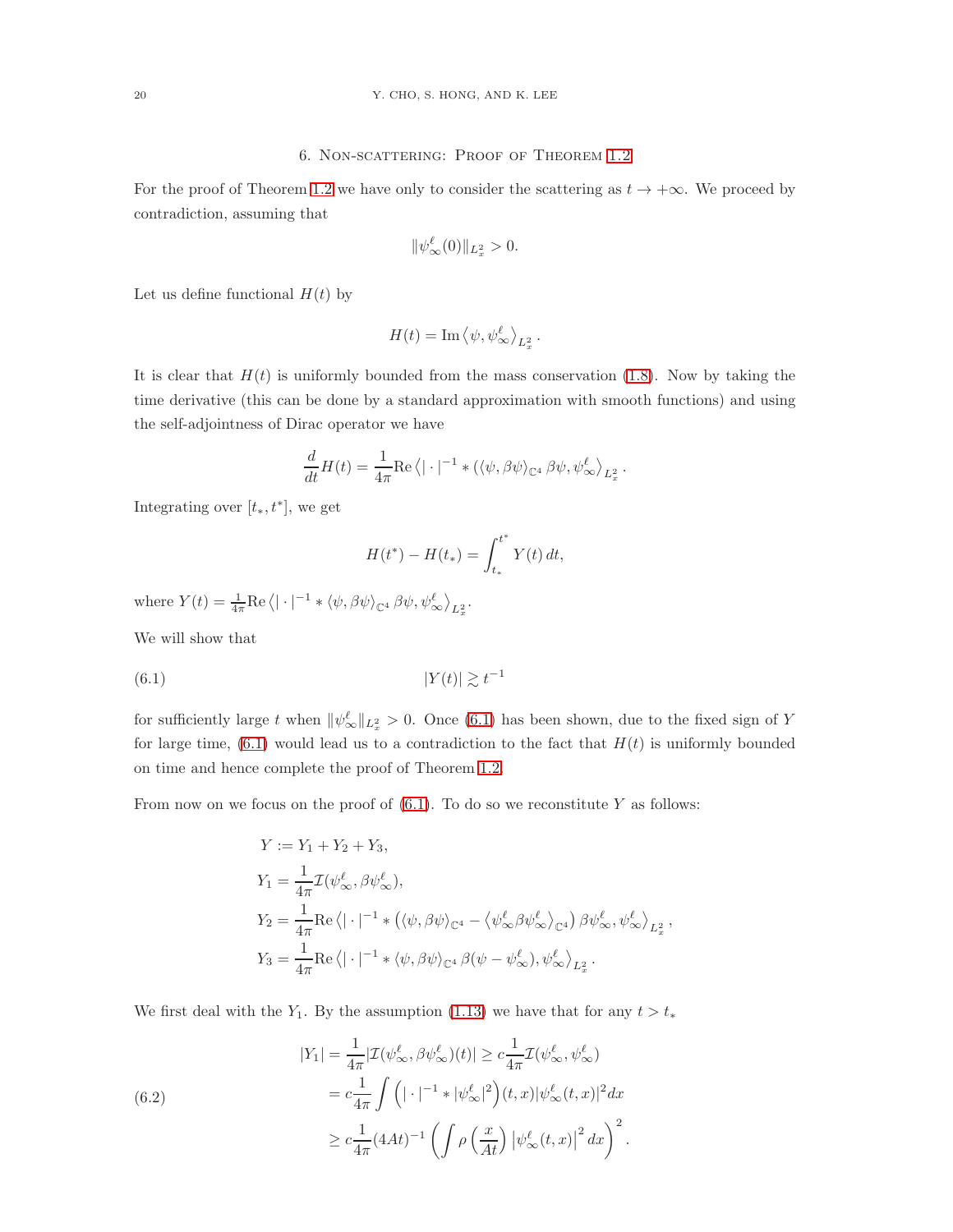## 6. Non-scattering: Proof of Theorem 1.2

For the proof of Theorem 1.2 we have only to consider the scattering as $t \to +\infty$. We proceed by contradiction, assuming that

$$\|\psi_\infty^\ell(0)\|_{L_x^2} > 0.$$

Let us define functional $H(t)$ by

$$H(t) = \mathrm{Im}\left\langle \psi, \psi_\infty^\ell \right\rangle_{L_x^2}.$$

It is clear that $H(t)$ is uniformly bounded from the mass conservation (1.8). Now by taking the time derivative (this can be done by a standard approximation with smooth functions) and using the self-adjointness of Dirac operator we have

$$\frac{d}{dt}H(t) = \frac{1}{4\pi}\mathrm{Re}\left\langle |\cdot|^{-1} * (\langle \psi, \beta\psi\rangle_{\mathbb{C}^4}\, \beta\psi, \psi_\infty^\ell \right\rangle_{L_x^2}.$$

Integrating over $[t_*, t^*]$, we get

$$H(t^*) - H(t_*) = \int_{t_*}^{t^*} Y(t)\, dt,$$

where $Y(t) = \frac{1}{4\pi}\mathrm{Re}\left\langle |\cdot|^{-1} * \langle \psi, \beta\psi\rangle_{\mathbb{C}^4}\, \beta\psi, \psi_\infty^\ell \right\rangle_{L_x^2}$.

We will show that

$$|Y(t)| \gtrsim t^{-1} \tag{6.1}$$

for sufficiently large $t$ when $\|\psi_\infty^\ell\|_{L_x^2} > 0$. Once (6.1) has been shown, due to the fixed sign of $Y$ for large time, (6.1) would lead us to a contradiction to the fact that $H(t)$ is uniformly bounded on time and hence complete the proof of Theorem 1.2.

From now on we focus on the proof of (6.1). To do so we reconstitute $Y$ as follows:

$$\begin{aligned}
Y &:= Y_1 + Y_2 + Y_3,\\
Y_1 &= \frac{1}{4\pi}\mathcal{I}(\psi_\infty^\ell, \beta\psi_\infty^\ell),\\
Y_2 &= \frac{1}{4\pi}\mathrm{Re}\left\langle |\cdot|^{-1} * \left(\langle \psi, \beta\psi\rangle_{\mathbb{C}^4} - \left\langle \psi_\infty^\ell \beta\psi_\infty^\ell\right\rangle_{\mathbb{C}^4}\right)\beta\psi_\infty^\ell, \psi_\infty^\ell \right\rangle_{L_x^2},\\
Y_3 &= \frac{1}{4\pi}\mathrm{Re}\left\langle |\cdot|^{-1} * \langle \psi, \beta\psi\rangle_{\mathbb{C}^4}\, \beta(\psi - \psi_\infty^\ell), \psi_\infty^\ell \right\rangle_{L_x^2}.
\end{aligned}$$

We first deal with the $Y_1$. By the assumption (1.13) we have that for any $t > t_*$

$$\begin{aligned}
|Y_1| &= \frac{1}{4\pi}|\mathcal{I}(\psi_\infty^\ell, \beta\psi_\infty^\ell)(t)| \geq c\frac{1}{4\pi}\mathcal{I}(\psi_\infty^\ell, \psi_\infty^\ell)\\
&= c\frac{1}{4\pi}\int \left(|\cdot|^{-1} * |\psi_\infty^\ell|^2\right)(t,x)|\psi_\infty^\ell(t,x)|^2 dx\\
&\geq c\frac{1}{4\pi}(4At)^{-1}\left(\int \rho\left(\frac{x}{At}\right)\left|\psi_\infty^\ell(t,x)\right|^2 dx\right)^2.
\end{aligned} \tag{6.2}$$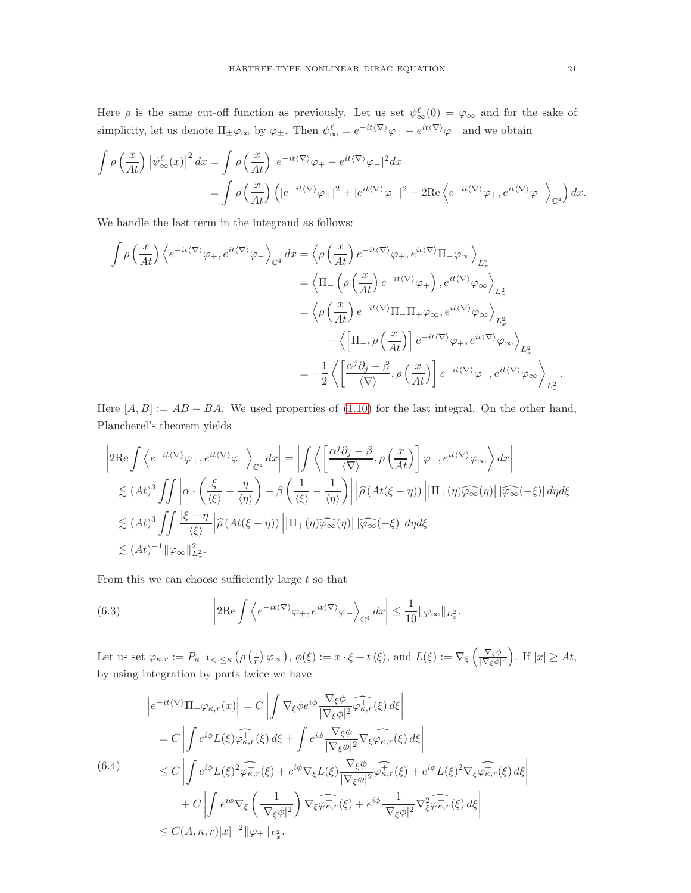Here $\rho$ is the same cut-off function as previously. Let us set $\psi^\ell_\infty(0) = \varphi_\infty$ and for the sake of simplicity, let us denote $\Pi_\pm \varphi_\infty$ by $\varphi_\pm$. Then $\psi^\ell_\infty = e^{-it\langle\nabla\rangle}\varphi_+ - e^{it\langle\nabla\rangle}\varphi_-$ and we obtain

$$
\begin{aligned}
\int \rho\left(\frac{x}{At}\right)\left|\psi^\ell_\infty(x)\right|^2 dx &= \int \rho\left(\frac{x}{At}\right)|e^{-it\langle\nabla\rangle}\varphi_+ - e^{it\langle\nabla\rangle}\varphi_-|^2 dx \\
&= \int \rho\left(\frac{x}{At}\right)\left(|e^{-it\langle\nabla\rangle}\varphi_+|^2 + |e^{it\langle\nabla\rangle}\varphi_-|^2 - 2\mathrm{Re}\left\langle e^{-it\langle\nabla\rangle}\varphi_+, e^{it\langle\nabla\rangle}\varphi_-\right\rangle_{\mathbb{C}^4}\right) dx.
\end{aligned}
$$

We handle the last term in the integrand as follows:

$$
\begin{aligned}
\int \rho\left(\frac{x}{At}\right)\left\langle e^{-it\langle\nabla\rangle}\varphi_+, e^{it\langle\nabla\rangle}\varphi_-\right\rangle_{\mathbb{C}^4} dx &= \left\langle \rho\left(\frac{x}{At}\right) e^{-it\langle\nabla\rangle}\varphi_+, e^{it\langle\nabla\rangle}\Pi_-\varphi_\infty\right\rangle_{L^2_x} \\
&= \left\langle \Pi_-\left(\rho\left(\frac{x}{At}\right) e^{-it\langle\nabla\rangle}\varphi_+\right), e^{it\langle\nabla\rangle}\varphi_\infty\right\rangle_{L^2_x} \\
&= \left\langle \rho\left(\frac{x}{At}\right) e^{-it\langle\nabla\rangle}\Pi_-\Pi_+\varphi_\infty, e^{it\langle\nabla\rangle}\varphi_\infty\right\rangle_{L^2_x} \\
&\qquad + \left\langle \left[\Pi_-, \rho\left(\frac{x}{At}\right)\right] e^{-it\langle\nabla\rangle}\varphi_+, e^{it\langle\nabla\rangle}\varphi_\infty\right\rangle_{L^2_x} \\
&= -\frac{1}{2}\left\langle \left[\frac{\alpha^j\partial_j - \beta}{\langle\nabla\rangle}, \rho\left(\frac{x}{At}\right)\right] e^{-it\langle\nabla\rangle}\varphi_+, e^{it\langle\nabla\rangle}\varphi_\infty\right\rangle_{L^2_x}.
\end{aligned}
$$

Here $[A, B] := AB - BA$. We used properties of (1.10) for the last integral. On the other hand, Plancherel's theorem yields

$$
\begin{aligned}
&\left|2\mathrm{Re}\int \left\langle e^{-it\langle\nabla\rangle}\varphi_+, e^{it\langle\nabla\rangle}\varphi_-\right\rangle_{\mathbb{C}^4} dx\right| = \left|\int \left\langle \left[\frac{\alpha^j\partial_j - \beta}{\langle\nabla\rangle}, \rho\left(\frac{x}{At}\right)\right]\varphi_+, e^{it\langle\nabla\rangle}\varphi_\infty\right\rangle dx\right| \\
&\lesssim (At)^3 \iint \left|\alpha\cdot\left(\frac{\xi}{\langle\xi\rangle} - \frac{\eta}{\langle\eta\rangle}\right) - \beta\left(\frac{1}{\langle\xi\rangle} - \frac{1}{\langle\eta\rangle}\right)\right|\left|\widehat{\rho}\left(At(\xi-\eta)\right)\right|\left|\Pi_+(\eta)\widehat{\varphi_\infty}(\eta)\right|\left|\widehat{\varphi_\infty}(-\xi)\right| d\eta d\xi \\
&\lesssim (At)^3 \iint \frac{|\xi-\eta|}{\langle\xi\rangle}\left|\widehat{\rho}\left(At(\xi-\eta)\right)\right|\left|\Pi_+(\eta)\widehat{\varphi_\infty}(\eta)\right|\left|\widehat{\varphi_\infty}(-\xi)\right| d\eta d\xi \\
&\lesssim (At)^{-1}\|\varphi_\infty\|^2_{L^2_x}.
\end{aligned}
$$

From this we can choose sufficiently large $t$ so that

$$
\left|2\mathrm{Re}\int \left\langle e^{-it\langle\nabla\rangle}\varphi_+, e^{it\langle\nabla\rangle}\varphi_-\right\rangle_{\mathbb{C}^4} dx\right| \le \frac{1}{10}\|\varphi_\infty\|_{L^2_x}. \tag{6.3}
$$

Let us set $\varphi_{\kappa,r} := P_{\kappa^{-1}<\cdot\le\kappa}\left(\rho\left(\frac{\cdot}{r}\right)\varphi_\infty\right)$, $\phi(\xi) := x\cdot\xi + t\langle\xi\rangle$, and $L(\xi) := \nabla_\xi\left(\frac{\nabla_\xi\phi}{|\nabla_\xi\phi|^2}\right)$. If $|x| \ge At$, by using integration by parts twice we have

$$
\begin{aligned}
\left|e^{-it\langle\nabla\rangle}\Pi_+\varphi_{\kappa,r}(x)\right| &= C\left|\int \nabla_\xi\phi e^{i\phi}\frac{\nabla_\xi\phi}{|\nabla_\xi\phi|^2}\widehat{\varphi^+_{\kappa,r}}(\xi)\, d\xi\right| \\
&= C\left|\int e^{i\phi}L(\xi)\widehat{\varphi^+_{\kappa,r}}(\xi)\, d\xi + \int e^{i\phi}\frac{\nabla_\xi\phi}{|\nabla_\xi\phi|^2}\nabla_\xi\widehat{\varphi^+_{\kappa,r}}(\xi)\, d\xi\right| \\
&\le C\left|\int e^{i\phi}L(\xi)^2\widehat{\varphi^+_{\kappa,r}}(\xi) + e^{i\phi}\nabla_\xi L(\xi)\frac{\nabla_\xi\phi}{|\nabla_\xi\phi|^2}\widehat{\varphi^+_{\kappa,r}}(\xi) + e^{i\phi}L(\xi)^2\nabla_\xi\widehat{\varphi^+_{\kappa,r}}(\xi)\, d\xi\right| \\
&\quad + C\left|\int e^{i\phi}\nabla_\xi\left(\frac{1}{|\nabla_\xi\phi|^2}\right)\nabla_\xi\widehat{\varphi^+_{\kappa,r}}(\xi) + e^{i\phi}\frac{1}{|\nabla_\xi\phi|^2}\nabla^2_\xi\widehat{\varphi^+_{\kappa,r}}(\xi)\, d\xi\right| \\
&\le C(A,\kappa,r)|x|^{-2}\|\varphi_+\|_{L^2_x}.
\end{aligned} \tag{6.4}
$$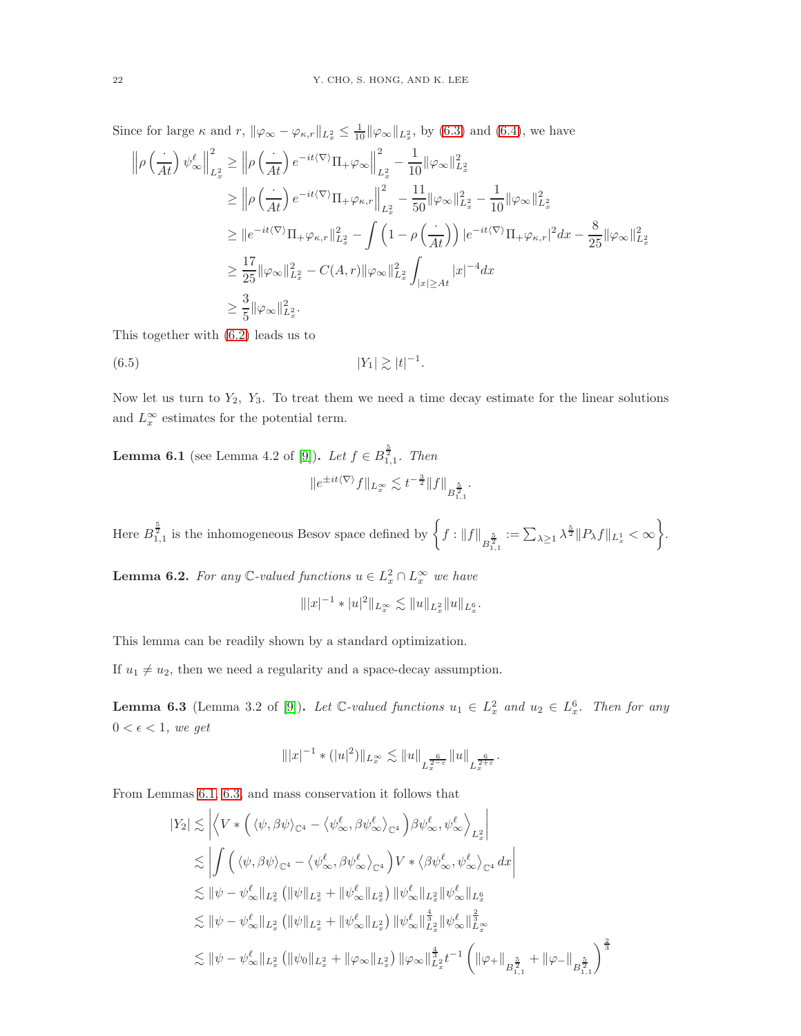Since for large $\kappa$ and $r$, $\|\varphi_\infty - \varphi_{\kappa,r}\|_{L^2_x} \le \frac{1}{10}\|\varphi_\infty\|_{L^2_x}$, by (6.3) and (6.4), we have

$$
\begin{aligned}
\left\|\rho\left(\frac{\cdot}{At}\right)\psi^\ell_\infty\right\|^2_{L^2_x} &\ge \left\|\rho\left(\frac{\cdot}{At}\right)e^{-it\langle\nabla\rangle}\Pi_+\varphi_\infty\right\|^2_{L^2_x} - \frac{1}{10}\|\varphi_\infty\|^2_{L^2_x}\\
&\ge \left\|\rho\left(\frac{\cdot}{At}\right)e^{-it\langle\nabla\rangle}\Pi_+\varphi_{\kappa,r}\right\|^2_{L^2_x} - \frac{11}{50}\|\varphi_\infty\|^2_{L^2_x} - \frac{1}{10}\|\varphi_\infty\|^2_{L^2_x}\\
&\ge \|e^{-it\langle\nabla\rangle}\Pi_+\varphi_{\kappa,r}\|^2_{L^2_x} - \int\left(1-\rho\left(\frac{\cdot}{At}\right)\right)|e^{-it\langle\nabla\rangle}\Pi_+\varphi_{\kappa,r}|^2dx - \frac{8}{25}\|\varphi_\infty\|^2_{L^2_x}\\
&\ge \frac{17}{25}\|\varphi_\infty\|^2_{L^2_x} - C(A,r)\|\varphi_\infty\|^2_{L^2_x}\int_{|x|\ge At}|x|^{-4}dx\\
&\ge \frac{3}{5}\|\varphi_\infty\|^2_{L^2_x}.
\end{aligned}
$$

This together with (6.2) leads us to

$$
|Y_1| \gtrsim |t|^{-1}. \tag{6.5}
$$

Now let us turn to $Y_2$, $Y_3$. To treat them we need a time decay estimate for the linear solutions and $L^\infty_x$ estimates for the potential term.

**Lemma 6.1** (see Lemma 4.2 of [9]). *Let $f \in B^{\frac{5}{2}}_{1,1}$. Then*

$$
\|e^{\pm it\langle\nabla\rangle}f\|_{L^\infty_x} \lesssim t^{-\frac{3}{2}}\|f\|_{B^{\frac{5}{2}}_{1,1}}.
$$

Here $B^{\frac{5}{2}}_{1,1}$ is the inhomogeneous Besov space defined by $\left\{f : \|f\|_{B^{\frac{5}{2}}_{1,1}} := \sum_{\lambda\ge 1}\lambda^{\frac{5}{2}}\|P_\lambda f\|_{L^1_x} < \infty\right\}$.

**Lemma 6.2.** *For any $\mathbb{C}$-valued functions $u \in L^2_x \cap L^\infty_x$ we have*

$$
\||x|^{-1} * |u|^2\|_{L^\infty_x} \lesssim \|u\|_{L^2_x}\|u\|_{L^6_x}.
$$

This lemma can be readily shown by a standard optimization.

If $u_1 \ne u_2$, then we need a regularity and a space-decay assumption.

**Lemma 6.3** (Lemma 3.2 of [9]). *Let $\mathbb{C}$-valued functions $u_1 \in L^2_x$ and $u_2 \in L^6_x$. Then for any $0 < \epsilon < 1$, we get*

$$
\||x|^{-1} * (|u|^2)\|_{L^\infty_x} \lesssim \|u\|_{L_x^{\frac{6}{2-\varepsilon}}}\|u\|_{L_x^{\frac{6}{2+\varepsilon}}}.
$$

From Lemmas 6.1, 6.3, and mass conservation it follows that

$$
\begin{aligned}
|Y_2| &\lesssim \left|\left\langle V * \left(\langle\psi,\beta\psi\rangle_{\mathbb{C}^4} - \langle\psi^\ell_\infty,\beta\psi^\ell_\infty\rangle_{\mathbb{C}^4}\right)\beta\psi^\ell_\infty,\psi^\ell_\infty\right\rangle_{L^2_x}\right|\\
&\lesssim \left|\int\left(\langle\psi,\beta\psi\rangle_{\mathbb{C}^4} - \langle\psi^\ell_\infty,\beta\psi^\ell_\infty\rangle_{\mathbb{C}^4}\right)V * \langle\beta\psi^\ell_\infty,\psi^\ell_\infty\rangle_{\mathbb{C}^4}\,dx\right|\\
&\lesssim \|\psi - \psi^\ell_\infty\|_{L^2_x}\left(\|\psi\|_{L^2_x} + \|\psi^\ell_\infty\|_{L^2_x}\right)\|\psi^\ell_\infty\|_{L^2_x}\|\psi^\ell_\infty\|_{L^6_x}\\
&\lesssim \|\psi - \psi^\ell_\infty\|_{L^2_x}\left(\|\psi\|_{L^2_x} + \|\psi^\ell_\infty\|_{L^2_x}\right)\|\psi^\ell_\infty\|^{\frac{4}{3}}_{L^2_x}\|\psi^\ell_\infty\|^{\frac{2}{3}}_{L^\infty_x}\\
&\lesssim \|\psi - \psi^\ell_\infty\|_{L^2_x}\left(\|\psi_0\|_{L^2_x} + \|\varphi_\infty\|_{L^2_x}\right)\|\varphi_\infty\|^{\frac{4}{3}}_{L^2_x}t^{-1}\left(\|\varphi_+\|_{B^{\frac{5}{2}}_{1,1}} + \|\varphi_-\|_{B^{\frac{5}{2}}_{1,1}}\right)^{\frac{2}{3}}
\end{aligned}
$$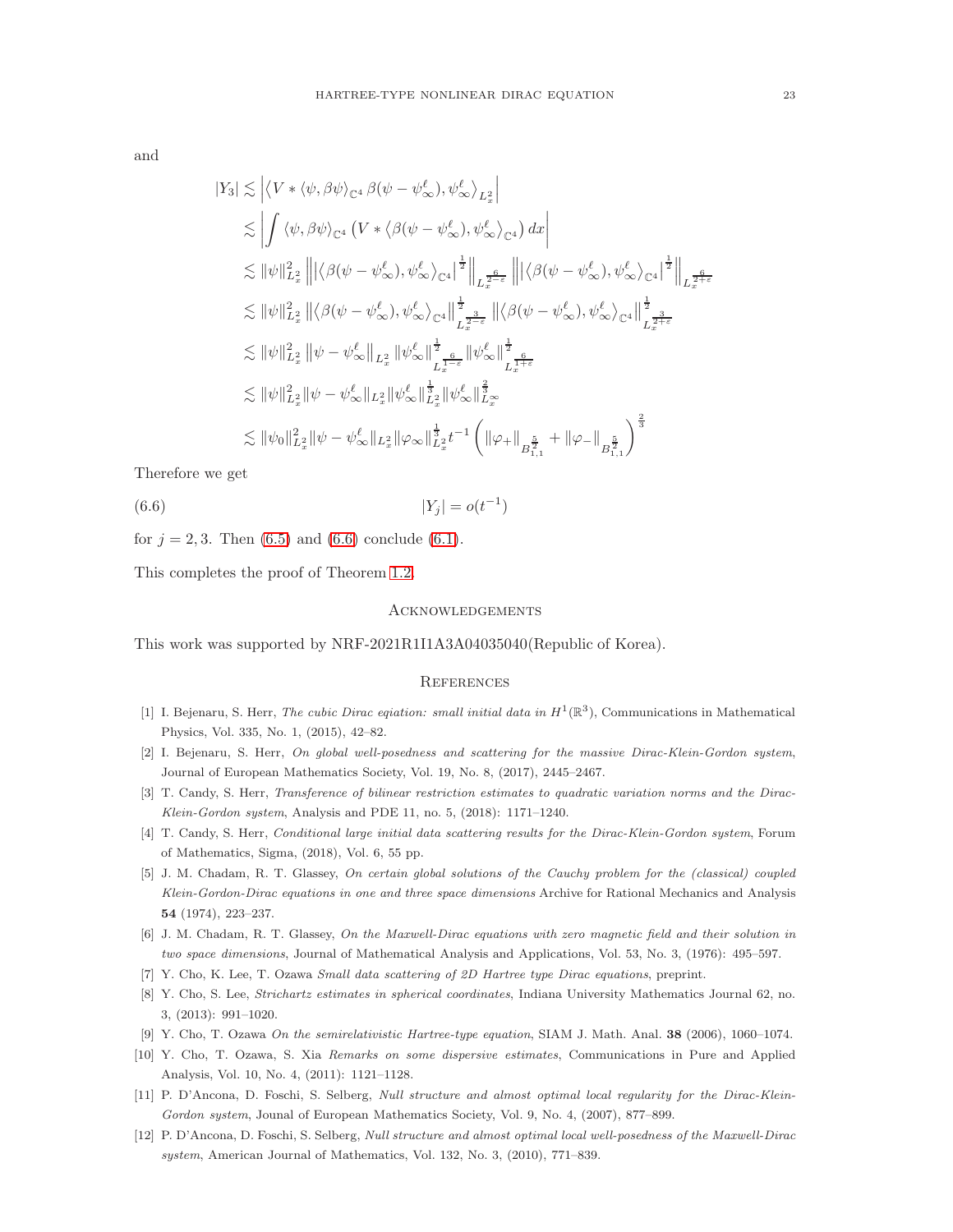and

$$
\begin{aligned}
|Y_3| &\lesssim \left| \left\langle V * \langle \psi, \beta\psi \rangle_{\mathbb{C}^4}\, \beta(\psi - \psi_\infty^\ell), \psi_\infty^\ell \right\rangle_{L_x^2} \right| \\
&\lesssim \left| \int \langle \psi, \beta\psi \rangle_{\mathbb{C}^4} \left( V * \left\langle \beta(\psi - \psi_\infty^\ell), \psi_\infty^\ell \right\rangle_{\mathbb{C}^4} \right) dx \right| \\
&\lesssim \|\psi\|_{L_x^2}^2 \left\| \left| \left\langle \beta(\psi - \psi_\infty^\ell), \psi_\infty^\ell \right\rangle_{\mathbb{C}^4} \right|^{\frac{1}{2}} \right\|_{L_x^{\frac{6}{2-\varepsilon}}} \left\| \left| \left\langle \beta(\psi - \psi_\infty^\ell), \psi_\infty^\ell \right\rangle_{\mathbb{C}^4} \right|^{\frac{1}{2}} \right\|_{L_x^{\frac{6}{2+\varepsilon}}} \\
&\lesssim \|\psi\|_{L_x^2}^2 \left\| \left\langle \beta(\psi - \psi_\infty^\ell), \psi_\infty^\ell \right\rangle_{\mathbb{C}^4} \right\|_{L_x^{\frac{3}{2-\varepsilon}}}^{\frac{1}{2}} \left\| \left\langle \beta(\psi - \psi_\infty^\ell), \psi_\infty^\ell \right\rangle_{\mathbb{C}^4} \right\|_{L_x^{\frac{3}{2+\varepsilon}}}^{\frac{1}{2}} \\
&\lesssim \|\psi\|_{L_x^2}^2 \left\| \psi - \psi_\infty^\ell \right\|_{L_x^2} \|\psi_\infty^\ell\|_{L_x^{\frac{6}{1-\varepsilon}}}^{\frac{1}{2}} \|\psi_\infty^\ell\|_{L_x^{\frac{6}{1+\varepsilon}}}^{\frac{1}{2}} \\
&\lesssim \|\psi\|_{L_x^2}^2 \|\psi - \psi_\infty^\ell\|_{L_x^2} \|\psi_\infty^\ell\|_{L_x^2}^{\frac{1}{3}} \|\psi_\infty^\ell\|_{L_x^\infty}^{\frac{2}{3}} \\
&\lesssim \|\psi_0\|_{L_x^2}^2 \|\psi - \psi_\infty^\ell\|_{L_x^2} \|\varphi_\infty\|_{L_x^2}^{\frac{1}{3}} t^{-1} \left( \|\varphi_+\|_{B_{1,1}^{\frac{5}{2}}} + \|\varphi_-\|_{B_{1,1}^{\frac{5}{2}}} \right)^{\frac{2}{3}}
\end{aligned}
$$

Therefore we get

$$
|Y_j| = o(t^{-1}) \tag{6.6}
$$

for $j = 2, 3$. Then (6.5) and (6.6) conclude (6.1).

This completes the proof of Theorem 1.2.

## Acknowledgements

This work was supported by NRF-2021R1I1A3A04035040(Republic of Korea).

## References

[1] I. Bejenaru, S. Herr, *The cubic Dirac eqiation: small initial data in $H^1(\mathbb{R}^3)$*, Communications in Mathematical Physics, Vol. 335, No. 1, (2015), 42–82.

[2] I. Bejenaru, S. Herr, *On global well-posedness and scattering for the massive Dirac-Klein-Gordon system*, Journal of European Mathematics Society, Vol. 19, No. 8, (2017), 2445–2467.

[3] T. Candy, S. Herr, *Transference of bilinear restriction estimates to quadratic variation norms and the Dirac-Klein-Gordon system*, Analysis and PDE 11, no. 5, (2018): 1171–1240.

[4] T. Candy, S. Herr, *Conditional large initial data scattering results for the Dirac-Klein-Gordon system*, Forum of Mathematics, Sigma, (2018), Vol. 6, 55 pp.

[5] J. M. Chadam, R. T. Glassey, *On certain global solutions of the Cauchy problem for the (classical) coupled Klein-Gordon-Dirac equations in one and three space dimensions* Archive for Rational Mechanics and Analysis **54** (1974), 223–237.

[6] J. M. Chadam, R. T. Glassey, *On the Maxwell-Dirac equations with zero magnetic field and their solution in two space dimensions*, Journal of Mathematical Analysis and Applications, Vol. 53, No. 3, (1976): 495–597.

[7] Y. Cho, K. Lee, T. Ozawa *Small data scattering of 2D Hartree type Dirac equations*, preprint.

[8] Y. Cho, S. Lee, *Strichartz estimates in spherical coordinates*, Indiana University Mathematics Journal 62, no. 3, (2013): 991–1020.

[9] Y. Cho, T. Ozawa *On the semirelativistic Hartree-type equation*, SIAM J. Math. Anal. **38** (2006), 1060–1074.

[10] Y. Cho, T. Ozawa, S. Xia *Remarks on some dispersive estimates*, Communications in Pure and Applied Analysis, Vol. 10, No. 4, (2011): 1121–1128.

[11] P. D'Ancona, D. Foschi, S. Selberg, *Null structure and almost optimal local regularity for the Dirac-Klein-Gordon system*, Jounal of European Mathematics Society, Vol. 9, No. 4, (2007), 877–899.

[12] P. D'Ancona, D. Foschi, S. Selberg, *Null structure and almost optimal local well-posedness of the Maxwell-Dirac system*, American Journal of Mathematics, Vol. 132, No. 3, (2010), 771–839.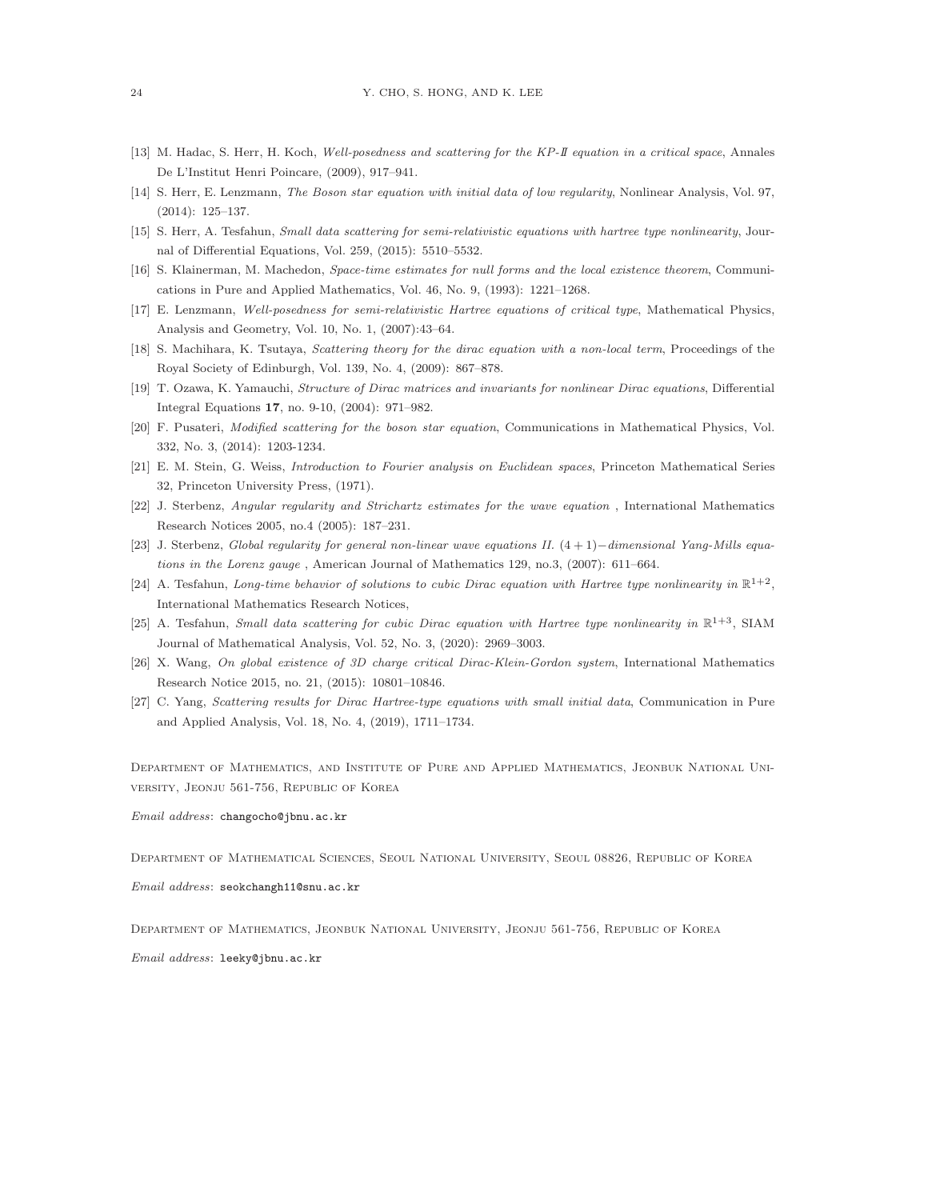[13] M. Hadac, S. Herr, H. Koch, *Well-posedness and scattering for the KP-II equation in a critical space*, Annales De L'Institut Henri Poincare, (2009), 917–941.

[14] S. Herr, E. Lenzmann, *The Boson star equation with initial data of low regularity*, Nonlinear Analysis, Vol. 97, (2014): 125–137.

[15] S. Herr, A. Tesfahun, *Small data scattering for semi-relativistic equations with hartree type nonlinearity*, Journal of Differential Equations, Vol. 259, (2015): 5510–5532.

[16] S. Klainerman, M. Machedon, *Space-time estimates for null forms and the local existence theorem*, Communications in Pure and Applied Mathematics, Vol. 46, No. 9, (1993): 1221–1268.

[17] E. Lenzmann, *Well-posedness for semi-relativistic Hartree equations of critical type*, Mathematical Physics, Analysis and Geometry, Vol. 10, No. 1, (2007):43–64.

[18] S. Machihara, K. Tsutaya, *Scattering theory for the dirac equation with a non-local term*, Proceedings of the Royal Society of Edinburgh, Vol. 139, No. 4, (2009): 867–878.

[19] T. Ozawa, K. Yamauchi, *Structure of Dirac matrices and invariants for nonlinear Dirac equations*, Differential Integral Equations **17**, no. 9-10, (2004): 971–982.

[20] F. Pusateri, *Modified scattering for the boson star equation*, Communications in Mathematical Physics, Vol. 332, No. 3, (2014): 1203-1234.

[21] E. M. Stein, G. Weiss, *Introduction to Fourier analysis on Euclidean spaces*, Princeton Mathematical Series 32, Princeton University Press, (1971).

[22] J. Sterbenz, *Angular regularity and Strichartz estimates for the wave equation* , International Mathematics Research Notices 2005, no.4 (2005): 187–231.

[23] J. Sterbenz, *Global regularity for general non-linear wave equations II. $(4+1)-$dimensional Yang-Mills equations in the Lorenz gauge* , American Journal of Mathematics 129, no.3, (2007): 611–664.

[24] A. Tesfahun, *Long-time behavior of solutions to cubic Dirac equation with Hartree type nonlinearity in $\mathbb{R}^{1+2}$*, International Mathematics Research Notices,

[25] A. Tesfahun, *Small data scattering for cubic Dirac equation with Hartree type nonlinearity in $\mathbb{R}^{1+3}$*, SIAM Journal of Mathematical Analysis, Vol. 52, No. 3, (2020): 2969–3003.

[26] X. Wang, *On global existence of 3D charge critical Dirac-Klein-Gordon system*, International Mathematics Research Notice 2015, no. 21, (2015): 10801–10846.

[27] C. Yang, *Scattering results for Dirac Hartree-type equations with small initial data*, Communication in Pure and Applied Analysis, Vol. 18, No. 4, (2019), 1711–1734.

Department of Mathematics, and Institute of Pure and Applied Mathematics, Jeonbuk National University, Jeonju 561-756, Republic of Korea

*Email address*: changocho@jbnu.ac.kr

Department of Mathematical Sciences, Seoul National University, Seoul 08826, Republic of Korea

*Email address*: seokchangh11@snu.ac.kr

Department of Mathematics, Jeonbuk National University, Jeonju 561-756, Republic of Korea

*Email address*: leeky@jbnu.ac.kr